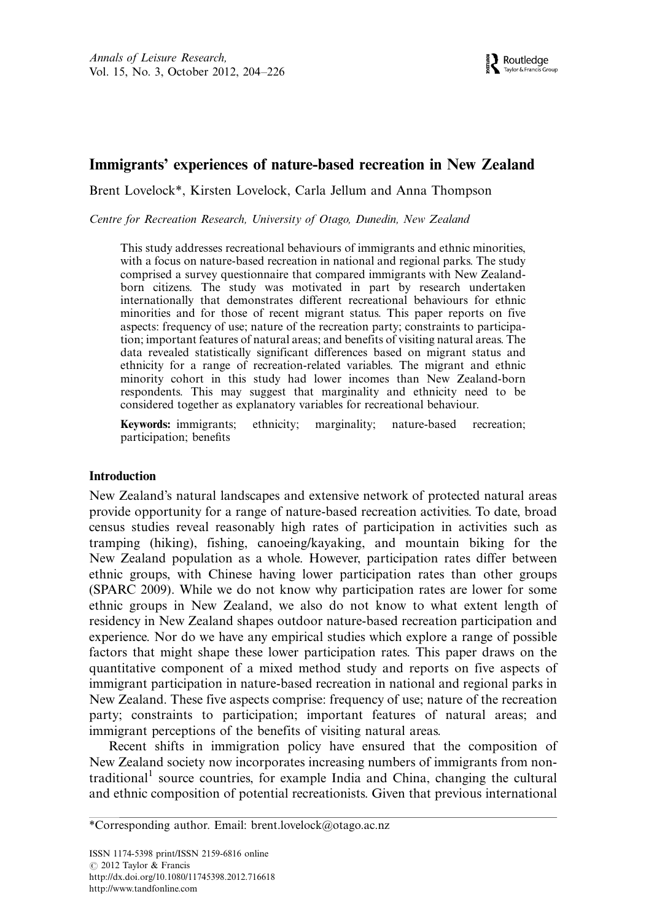# Immigrants' experiences of nature-based recreation in New Zealand

Brent Lovelock*, Kirsten Lovelock, Carla Jellum and Anna Thompson

*Centre for Recreation Research, University of Otago, Dunedin, New Zealand*

This study addresses recreational behaviours of immigrants and ethnic minorities, with a focus on nature-based recreation in national and regional parks. The study comprised a survey questionnaire that compared immigrants with New Zealand-born citizens. The study was motivated in part by research undertaken internationally that demonstrates different recreational behaviours for ethnic minorities and for those of recent migrant status. This paper reports on five aspects: frequency of use; nature of the recreation party; constraints to participation; important features of natural areas; and benefits of visiting natural areas. The data revealed statistically significant differences based on migrant status and ethnicity for a range of recreation-related variables. The migrant and ethnic minority cohort in this study had lower incomes than New Zealand-born respondents. This may suggest that marginality and ethnicity need to be considered together as explanatory variables for recreational behaviour.

**Keywords:** immigrants; ethnicity; marginality; nature-based recreation; participation; benefits

## Introduction

New Zealand's natural landscapes and extensive network of protected natural areas provide opportunity for a range of nature-based recreation activities. To date, broad census studies reveal reasonably high rates of participation in activities such as tramping (hiking), fishing, canoeing/kayaking, and mountain biking for the New Zealand population as a whole. However, participation rates differ between ethnic groups, with Chinese having lower participation rates than other groups (SPARC 2009). While we do not know why participation rates are lower for some ethnic groups in New Zealand, we also do not know to what extent length of residency in New Zealand shapes outdoor nature-based recreation participation and experience. Nor do we have any empirical studies which explore a range of possible factors that might shape these lower participation rates. This paper draws on the quantitative component of a mixed method study and reports on five aspects of immigrant participation in nature-based recreation in national and regional parks in New Zealand. These five aspects comprise: frequency of use; nature of the recreation party; constraints to participation; important features of natural areas; and immigrant perceptions of the benefits of visiting natural areas.

Recent shifts in immigration policy have ensured that the composition of New Zealand society now incorporates increasing numbers of immigrants from non-traditional[1] source countries, for example India and China, changing the cultural and ethnic composition of potential recreationists. Given that previous international

*Corresponding author. Email: brent.lovelock@otago.ac.nz

ISSN 1174-5398 print/ISSN 2159-6816 online
© 2012 Taylor & Francis
http://dx.doi.org/10.1080/11745398.2012.716618
http://www.tandfonline.com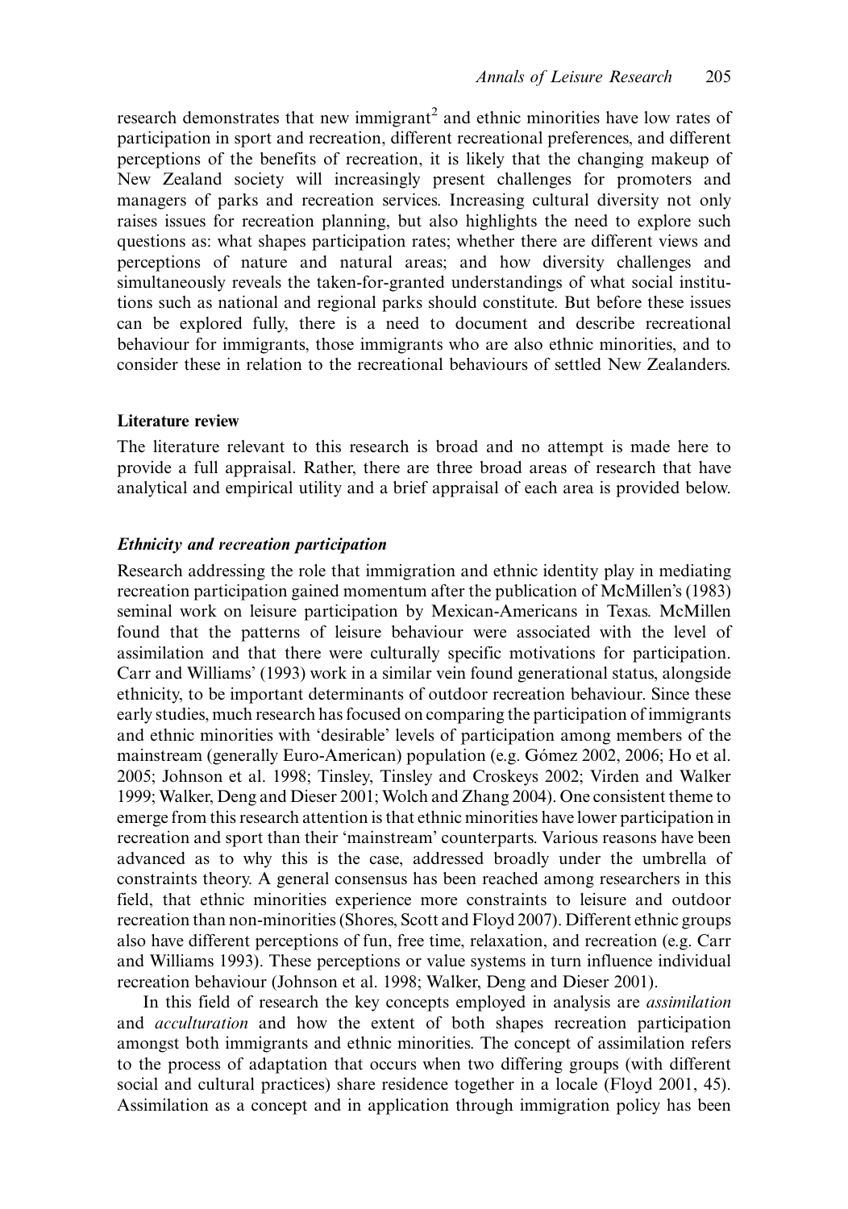research demonstrates that new immigrant[2] and ethnic minorities have low rates of participation in sport and recreation, different recreational preferences, and different perceptions of the benefits of recreation, it is likely that the changing makeup of New Zealand society will increasingly present challenges for promoters and managers of parks and recreation services. Increasing cultural diversity not only raises issues for recreation planning, but also highlights the need to explore such questions as: what shapes participation rates; whether there are different views and perceptions of nature and natural areas; and how diversity challenges and simultaneously reveals the taken-for-granted understandings of what social institutions such as national and regional parks should constitute. But before these issues can be explored fully, there is a need to document and describe recreational behaviour for immigrants, those immigrants who are also ethnic minorities, and to consider these in relation to the recreational behaviours of settled New Zealanders.

## Literature review

The literature relevant to this research is broad and no attempt is made here to provide a full appraisal. Rather, there are three broad areas of research that have analytical and empirical utility and a brief appraisal of each area is provided below.

### *Ethnicity and recreation participation*

Research addressing the role that immigration and ethnic identity play in mediating recreation participation gained momentum after the publication of McMillen's (1983) seminal work on leisure participation by Mexican-Americans in Texas. McMillen found that the patterns of leisure behaviour were associated with the level of assimilation and that there were culturally specific motivations for participation. Carr and Williams' (1993) work in a similar vein found generational status, alongside ethnicity, to be important determinants of outdoor recreation behaviour. Since these early studies, much research has focused on comparing the participation of immigrants and ethnic minorities with 'desirable' levels of participation among members of the mainstream (generally Euro-American) population (e.g. Gómez 2002, 2006; Ho et al. 2005; Johnson et al. 1998; Tinsley, Tinsley and Croskeys 2002; Virden and Walker 1999; Walker, Deng and Dieser 2001; Wolch and Zhang 2004). One consistent theme to emerge from this research attention is that ethnic minorities have lower participation in recreation and sport than their 'mainstream' counterparts. Various reasons have been advanced as to why this is the case, addressed broadly under the umbrella of constraints theory. A general consensus has been reached among researchers in this field, that ethnic minorities experience more constraints to leisure and outdoor recreation than non-minorities (Shores, Scott and Floyd 2007). Different ethnic groups also have different perceptions of fun, free time, relaxation, and recreation (e.g. Carr and Williams 1993). These perceptions or value systems in turn influence individual recreation behaviour (Johnson et al. 1998; Walker, Deng and Dieser 2001).

In this field of research the key concepts employed in analysis are *assimilation* and *acculturation* and how the extent of both shapes recreation participation amongst both immigrants and ethnic minorities. The concept of assimilation refers to the process of adaptation that occurs when two differing groups (with different social and cultural practices) share residence together in a locale (Floyd 2001, 45). Assimilation as a concept and in application through immigration policy has been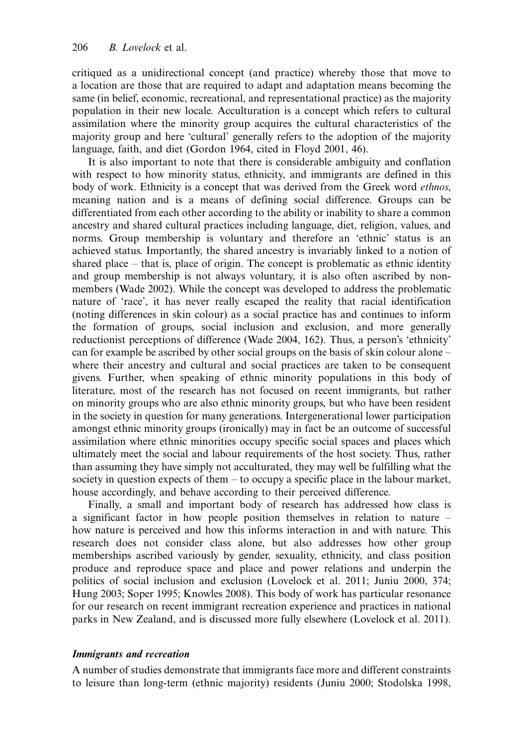critiqued as a unidirectional concept (and practice) whereby those that move to a location are those that are required to adapt and adaptation means becoming the same (in belief, economic, recreational, and representational practice) as the majority population in their new locale. Acculturation is a concept which refers to cultural assimilation where the minority group acquires the cultural characteristics of the majority group and here 'cultural' generally refers to the adoption of the majority language, faith, and diet (Gordon 1964, cited in Floyd 2001, 46).

It is also important to note that there is considerable ambiguity and conflation with respect to how minority status, ethnicity, and immigrants are defined in this body of work. Ethnicity is a concept that was derived from the Greek word *ethnos*, meaning nation and is a means of defining social difference. Groups can be differentiated from each other according to the ability or inability to share a common ancestry and shared cultural practices including language, diet, religion, values, and norms. Group membership is voluntary and therefore an 'ethnic' status is an achieved status. Importantly, the shared ancestry is invariably linked to a notion of shared place – that is, place of origin. The concept is problematic as ethnic identity and group membership is not always voluntary, it is also often ascribed by non-members (Wade 2002). While the concept was developed to address the problematic nature of 'race', it has never really escaped the reality that racial identification (noting differences in skin colour) as a social practice has and continues to inform the formation of groups, social inclusion and exclusion, and more generally reductionist perceptions of difference (Wade 2004, 162). Thus, a person's 'ethnicity' can for example be ascribed by other social groups on the basis of skin colour alone – where their ancestry and cultural and social practices are taken to be consequent givens. Further, when speaking of ethnic minority populations in this body of literature, most of the research has not focused on recent immigrants, but rather on minority groups who are also ethnic minority groups, but who have been resident in the society in question for many generations. Intergenerational lower participation amongst ethnic minority groups (ironically) may in fact be an outcome of successful assimilation where ethnic minorities occupy specific social spaces and places which ultimately meet the social and labour requirements of the host society. Thus, rather than assuming they have simply not acculturated, they may well be fulfilling what the society in question expects of them – to occupy a specific place in the labour market, house accordingly, and behave according to their perceived difference.

Finally, a small and important body of research has addressed how class is a significant factor in how people position themselves in relation to nature – how nature is perceived and how this informs interaction in and with nature. This research does not consider class alone, but also addresses how other group memberships ascribed variously by gender, sexuality, ethnicity, and class position produce and reproduce space and place and power relations and underpin the politics of social inclusion and exclusion (Lovelock et al. 2011; Juniu 2000, 374; Hung 2003; Soper 1995; Knowles 2008). This body of work has particular resonance for our research on recent immigrant recreation experience and practices in national parks in New Zealand, and is discussed more fully elsewhere (Lovelock et al. 2011).

### *Immigrants and recreation*

A number of studies demonstrate that immigrants face more and different constraints to leisure than long-term (ethnic majority) residents (Juniu 2000; Stodolska 1998,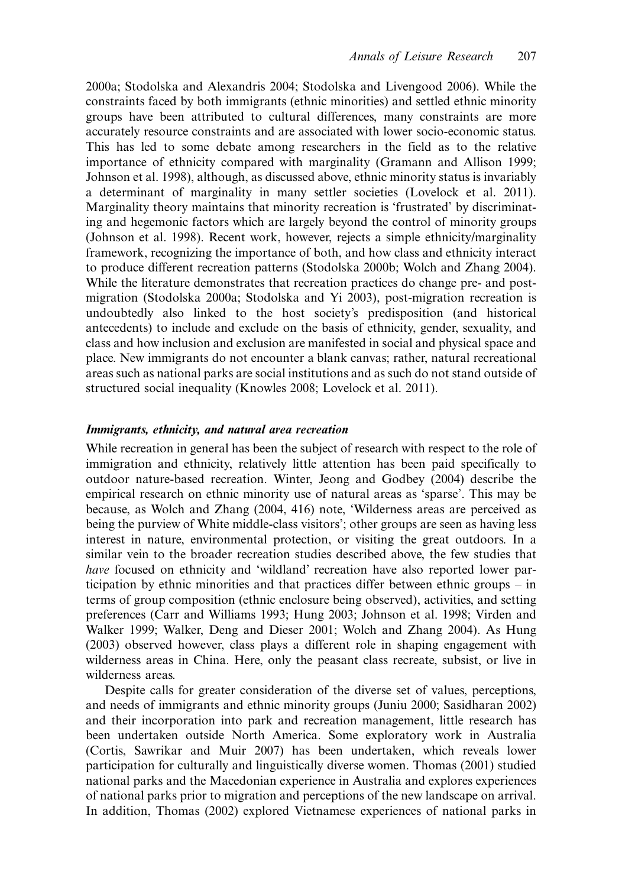2000a; Stodolska and Alexandris 2004; Stodolska and Livengood 2006). While the constraints faced by both immigrants (ethnic minorities) and settled ethnic minority groups have been attributed to cultural differences, many constraints are more accurately resource constraints and are associated with lower socio-economic status. This has led to some debate among researchers in the field as to the relative importance of ethnicity compared with marginality (Gramann and Allison 1999; Johnson et al. 1998), although, as discussed above, ethnic minority status is invariably a determinant of marginality in many settler societies (Lovelock et al. 2011). Marginality theory maintains that minority recreation is 'frustrated' by discriminating and hegemonic factors which are largely beyond the control of minority groups (Johnson et al. 1998). Recent work, however, rejects a simple ethnicity/marginality framework, recognizing the importance of both, and how class and ethnicity interact to produce different recreation patterns (Stodolska 2000b; Wolch and Zhang 2004). While the literature demonstrates that recreation practices do change pre- and post-migration (Stodolska 2000a; Stodolska and Yi 2003), post-migration recreation is undoubtedly also linked to the host society's predisposition (and historical antecedents) to include and exclude on the basis of ethnicity, gender, sexuality, and class and how inclusion and exclusion are manifested in social and physical space and place. New immigrants do not encounter a blank canvas; rather, natural recreational areas such as national parks are social institutions and as such do not stand outside of structured social inequality (Knowles 2008; Lovelock et al. 2011).

### *Immigrants, ethnicity, and natural area recreation*

While recreation in general has been the subject of research with respect to the role of immigration and ethnicity, relatively little attention has been paid specifically to outdoor nature-based recreation. Winter, Jeong and Godbey (2004) describe the empirical research on ethnic minority use of natural areas as 'sparse'. This may be because, as Wolch and Zhang (2004, 416) note, 'Wilderness areas are perceived as being the purview of White middle-class visitors'; other groups are seen as having less interest in nature, environmental protection, or visiting the great outdoors. In a similar vein to the broader recreation studies described above, the few studies that *have* focused on ethnicity and 'wildland' recreation have also reported lower participation by ethnic minorities and that practices differ between ethnic groups – in terms of group composition (ethnic enclosure being observed), activities, and setting preferences (Carr and Williams 1993; Hung 2003; Johnson et al. 1998; Virden and Walker 1999; Walker, Deng and Dieser 2001; Wolch and Zhang 2004). As Hung (2003) observed however, class plays a different role in shaping engagement with wilderness areas in China. Here, only the peasant class recreate, subsist, or live in wilderness areas.

Despite calls for greater consideration of the diverse set of values, perceptions, and needs of immigrants and ethnic minority groups (Juniu 2000; Sasidharan 2002) and their incorporation into park and recreation management, little research has been undertaken outside North America. Some exploratory work in Australia (Cortis, Sawrikar and Muir 2007) has been undertaken, which reveals lower participation for culturally and linguistically diverse women. Thomas (2001) studied national parks and the Macedonian experience in Australia and explores experiences of national parks prior to migration and perceptions of the new landscape on arrival. In addition, Thomas (2002) explored Vietnamese experiences of national parks in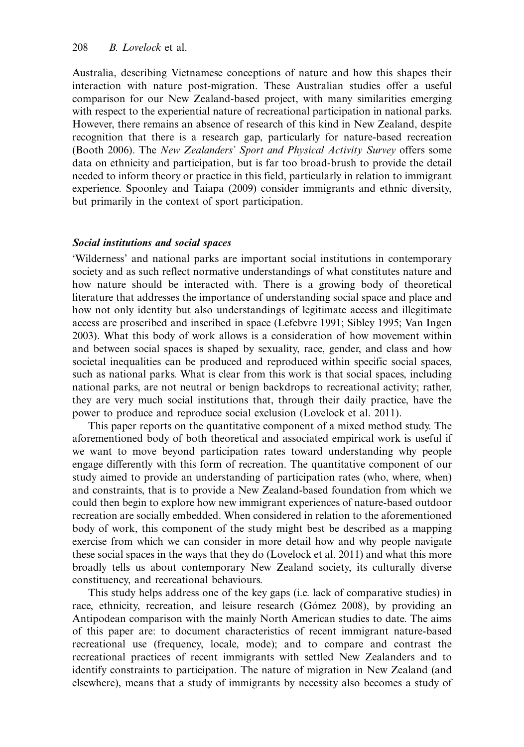Australia, describing Vietnamese conceptions of nature and how this shapes their interaction with nature post-migration. These Australian studies offer a useful comparison for our New Zealand-based project, with many similarities emerging with respect to the experiential nature of recreational participation in national parks. However, there remains an absence of research of this kind in New Zealand, despite recognition that there is a research gap, particularly for nature-based recreation (Booth 2006). The *New Zealanders' Sport and Physical Activity Survey* offers some data on ethnicity and participation, but is far too broad-brush to provide the detail needed to inform theory or practice in this field, particularly in relation to immigrant experience. Spoonley and Taiapa (2009) consider immigrants and ethnic diversity, but primarily in the context of sport participation.

### *Social institutions and social spaces*

'Wilderness' and national parks are important social institutions in contemporary society and as such reflect normative understandings of what constitutes nature and how nature should be interacted with. There is a growing body of theoretical literature that addresses the importance of understanding social space and place and how not only identity but also understandings of legitimate access and illegitimate access are proscribed and inscribed in space (Lefebvre 1991; Sibley 1995; Van Ingen 2003). What this body of work allows is a consideration of how movement within and between social spaces is shaped by sexuality, race, gender, and class and how societal inequalities can be produced and reproduced within specific social spaces, such as national parks. What is clear from this work is that social spaces, including national parks, are not neutral or benign backdrops to recreational activity; rather, they are very much social institutions that, through their daily practice, have the power to produce and reproduce social exclusion (Lovelock et al. 2011).

This paper reports on the quantitative component of a mixed method study. The aforementioned body of both theoretical and associated empirical work is useful if we want to move beyond participation rates toward understanding why people engage differently with this form of recreation. The quantitative component of our study aimed to provide an understanding of participation rates (who, where, when) and constraints, that is to provide a New Zealand-based foundation from which we could then begin to explore how new immigrant experiences of nature-based outdoor recreation are socially embedded. When considered in relation to the aforementioned body of work, this component of the study might best be described as a mapping exercise from which we can consider in more detail how and why people navigate these social spaces in the ways that they do (Lovelock et al. 2011) and what this more broadly tells us about contemporary New Zealand society, its culturally diverse constituency, and recreational behaviours.

This study helps address one of the key gaps (i.e. lack of comparative studies) in race, ethnicity, recreation, and leisure research (Gómez 2008), by providing an Antipodean comparison with the mainly North American studies to date. The aims of this paper are: to document characteristics of recent immigrant nature-based recreational use (frequency, locale, mode); and to compare and contrast the recreational practices of recent immigrants with settled New Zealanders and to identify constraints to participation. The nature of migration in New Zealand (and elsewhere), means that a study of immigrants by necessity also becomes a study of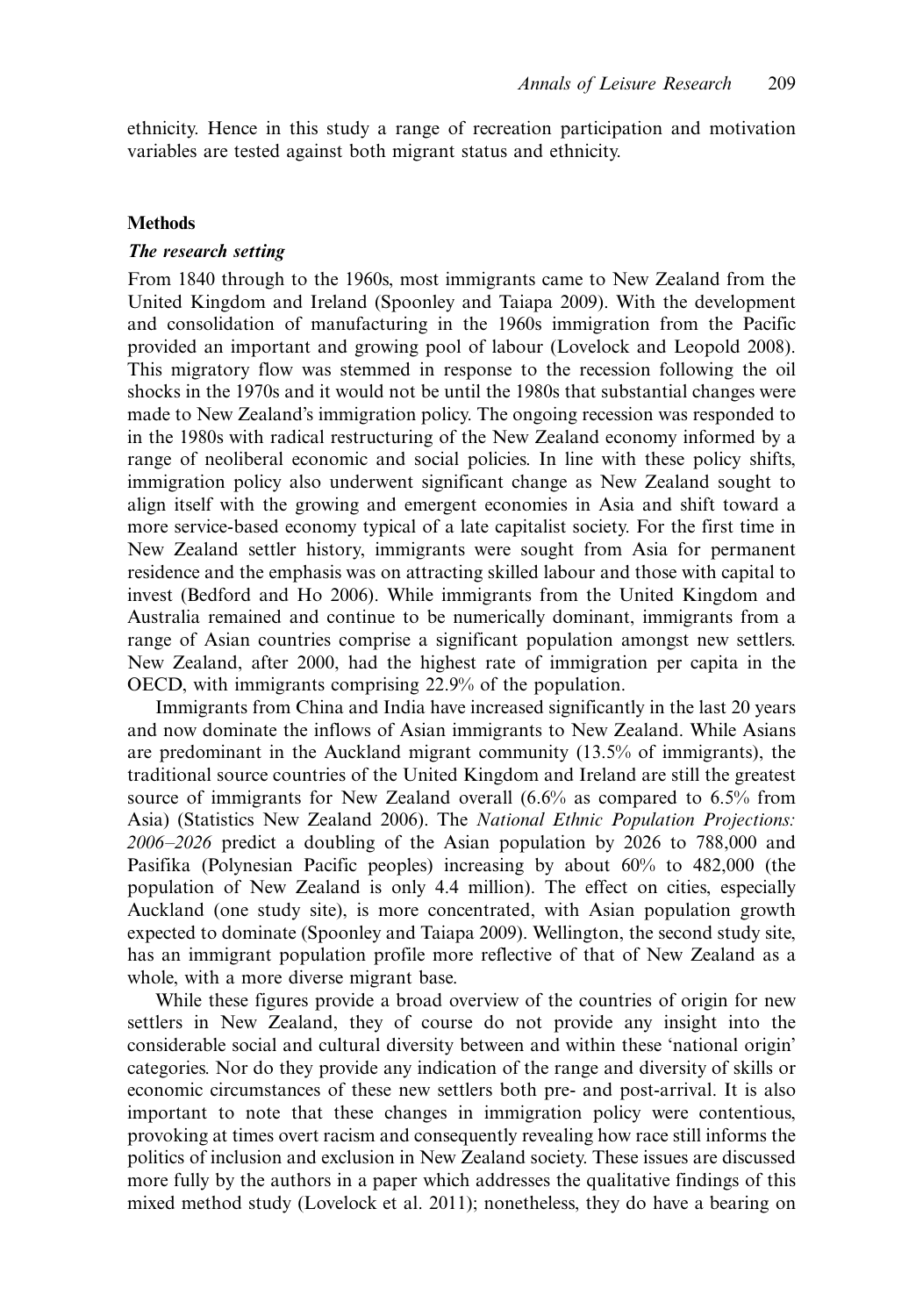ethnicity. Hence in this study a range of recreation participation and motivation variables are tested against both migrant status and ethnicity.

## Methods

### *The research setting*

From 1840 through to the 1960s, most immigrants came to New Zealand from the United Kingdom and Ireland (Spoonley and Taiapa 2009). With the development and consolidation of manufacturing in the 1960s immigration from the Pacific provided an important and growing pool of labour (Lovelock and Leopold 2008). This migratory flow was stemmed in response to the recession following the oil shocks in the 1970s and it would not be until the 1980s that substantial changes were made to New Zealand's immigration policy. The ongoing recession was responded to in the 1980s with radical restructuring of the New Zealand economy informed by a range of neoliberal economic and social policies. In line with these policy shifts, immigration policy also underwent significant change as New Zealand sought to align itself with the growing and emergent economies in Asia and shift toward a more service-based economy typical of a late capitalist society. For the first time in New Zealand settler history, immigrants were sought from Asia for permanent residence and the emphasis was on attracting skilled labour and those with capital to invest (Bedford and Ho 2006). While immigrants from the United Kingdom and Australia remained and continue to be numerically dominant, immigrants from a range of Asian countries comprise a significant population amongst new settlers. New Zealand, after 2000, had the highest rate of immigration per capita in the OECD, with immigrants comprising 22.9% of the population.

Immigrants from China and India have increased significantly in the last 20 years and now dominate the inflows of Asian immigrants to New Zealand. While Asians are predominant in the Auckland migrant community (13.5% of immigrants), the traditional source countries of the United Kingdom and Ireland are still the greatest source of immigrants for New Zealand overall (6.6% as compared to 6.5% from Asia) (Statistics New Zealand 2006). The *National Ethnic Population Projections: 2006–2026* predict a doubling of the Asian population by 2026 to 788,000 and Pasifika (Polynesian Pacific peoples) increasing by about 60% to 482,000 (the population of New Zealand is only 4.4 million). The effect on cities, especially Auckland (one study site), is more concentrated, with Asian population growth expected to dominate (Spoonley and Taiapa 2009). Wellington, the second study site, has an immigrant population profile more reflective of that of New Zealand as a whole, with a more diverse migrant base.

While these figures provide a broad overview of the countries of origin for new settlers in New Zealand, they of course do not provide any insight into the considerable social and cultural diversity between and within these 'national origin' categories. Nor do they provide any indication of the range and diversity of skills or economic circumstances of these new settlers both pre- and post-arrival. It is also important to note that these changes in immigration policy were contentious, provoking at times overt racism and consequently revealing how race still informs the politics of inclusion and exclusion in New Zealand society. These issues are discussed more fully by the authors in a paper which addresses the qualitative findings of this mixed method study (Lovelock et al. 2011); nonetheless, they do have a bearing on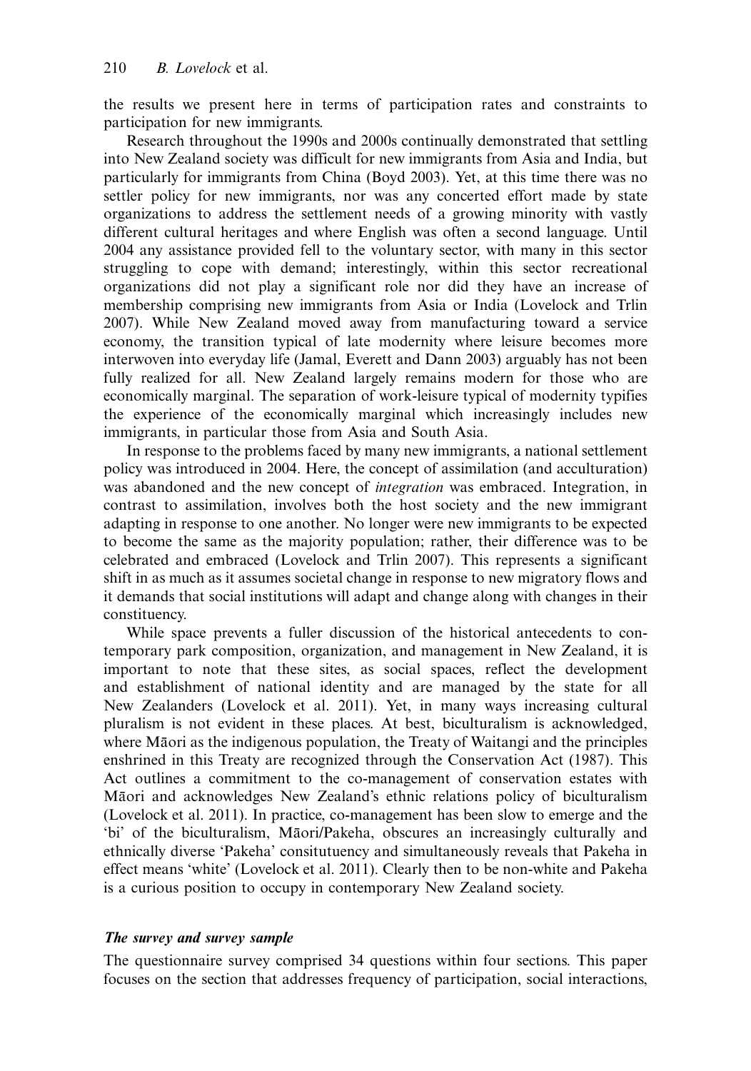the results we present here in terms of participation rates and constraints to participation for new immigrants.

Research throughout the 1990s and 2000s continually demonstrated that settling into New Zealand society was difficult for new immigrants from Asia and India, but particularly for immigrants from China (Boyd 2003). Yet, at this time there was no settler policy for new immigrants, nor was any concerted effort made by state organizations to address the settlement needs of a growing minority with vastly different cultural heritages and where English was often a second language. Until 2004 any assistance provided fell to the voluntary sector, with many in this sector struggling to cope with demand; interestingly, within this sector recreational organizations did not play a significant role nor did they have an increase of membership comprising new immigrants from Asia or India (Lovelock and Trlin 2007). While New Zealand moved away from manufacturing toward a service economy, the transition typical of late modernity where leisure becomes more interwoven into everyday life (Jamal, Everett and Dann 2003) arguably has not been fully realized for all. New Zealand largely remains modern for those who are economically marginal. The separation of work-leisure typical of modernity typifies the experience of the economically marginal which increasingly includes new immigrants, in particular those from Asia and South Asia.

In response to the problems faced by many new immigrants, a national settlement policy was introduced in 2004. Here, the concept of assimilation (and acculturation) was abandoned and the new concept of *integration* was embraced. Integration, in contrast to assimilation, involves both the host society and the new immigrant adapting in response to one another. No longer were new immigrants to be expected to become the same as the majority population; rather, their difference was to be celebrated and embraced (Lovelock and Trlin 2007). This represents a significant shift in as much as it assumes societal change in response to new migratory flows and it demands that social institutions will adapt and change along with changes in their constituency.

While space prevents a fuller discussion of the historical antecedents to contemporary park composition, organization, and management in New Zealand, it is important to note that these sites, as social spaces, reflect the development and establishment of national identity and are managed by the state for all New Zealanders (Lovelock et al. 2011). Yet, in many ways increasing cultural pluralism is not evident in these places. At best, biculturalism is acknowledged, where Māori as the indigenous population, the Treaty of Waitangi and the principles enshrined in this Treaty are recognized through the Conservation Act (1987). This Act outlines a commitment to the co-management of conservation estates with Māori and acknowledges New Zealand's ethnic relations policy of biculturalism (Lovelock et al. 2011). In practice, co-management has been slow to emerge and the 'bi' of the biculturalism, Māori/Pakeha, obscures an increasingly culturally and ethnically diverse 'Pakeha' consitutuency and simultaneously reveals that Pakeha in effect means 'white' (Lovelock et al. 2011). Clearly then to be non-white and Pakeha is a curious position to occupy in contemporary New Zealand society.

### *The survey and survey sample*

The questionnaire survey comprised 34 questions within four sections. This paper focuses on the section that addresses frequency of participation, social interactions,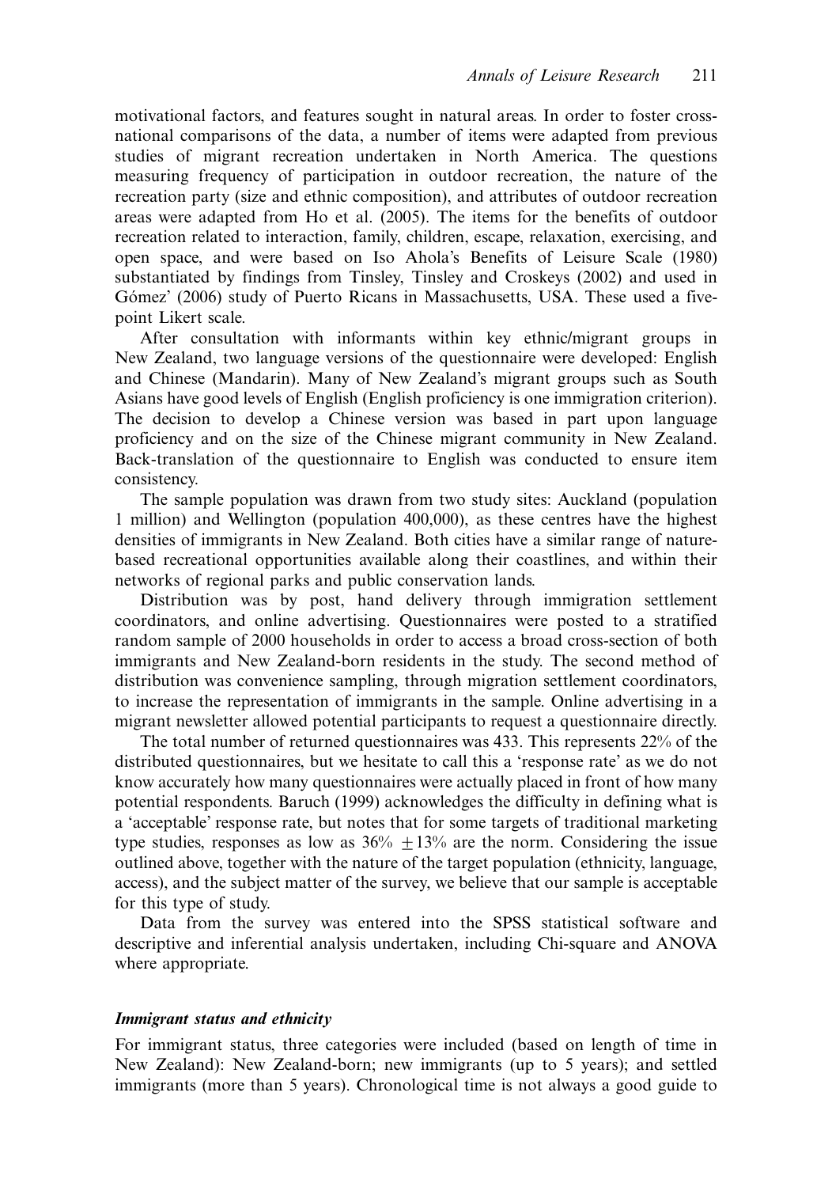motivational factors, and features sought in natural areas. In order to foster cross-national comparisons of the data, a number of items were adapted from previous studies of migrant recreation undertaken in North America. The questions measuring frequency of participation in outdoor recreation, the nature of the recreation party (size and ethnic composition), and attributes of outdoor recreation areas were adapted from Ho et al. (2005). The items for the benefits of outdoor recreation related to interaction, family, children, escape, relaxation, exercising, and open space, and were based on Iso Ahola's Benefits of Leisure Scale (1980) substantiated by findings from Tinsley, Tinsley and Croskeys (2002) and used in Gómez' (2006) study of Puerto Ricans in Massachusetts, USA. These used a five-point Likert scale.

After consultation with informants within key ethnic/migrant groups in New Zealand, two language versions of the questionnaire were developed: English and Chinese (Mandarin). Many of New Zealand's migrant groups such as South Asians have good levels of English (English proficiency is one immigration criterion). The decision to develop a Chinese version was based in part upon language proficiency and on the size of the Chinese migrant community in New Zealand. Back-translation of the questionnaire to English was conducted to ensure item consistency.

The sample population was drawn from two study sites: Auckland (population 1 million) and Wellington (population 400,000), as these centres have the highest densities of immigrants in New Zealand. Both cities have a similar range of nature-based recreational opportunities available along their coastlines, and within their networks of regional parks and public conservation lands.

Distribution was by post, hand delivery through immigration settlement coordinators, and online advertising. Questionnaires were posted to a stratified random sample of 2000 households in order to access a broad cross-section of both immigrants and New Zealand-born residents in the study. The second method of distribution was convenience sampling, through migration settlement coordinators, to increase the representation of immigrants in the sample. Online advertising in a migrant newsletter allowed potential participants to request a questionnaire directly.

The total number of returned questionnaires was 433. This represents 22% of the distributed questionnaires, but we hesitate to call this a 'response rate' as we do not know accurately how many questionnaires were actually placed in front of how many potential respondents. Baruch (1999) acknowledges the difficulty in defining what is a 'acceptable' response rate, but notes that for some targets of traditional marketing type studies, responses as low as 36% $\pm$13% are the norm. Considering the issue outlined above, together with the nature of the target population (ethnicity, language, access), and the subject matter of the survey, we believe that our sample is acceptable for this type of study.

Data from the survey was entered into the SPSS statistical software and descriptive and inferential analysis undertaken, including Chi-square and ANOVA where appropriate.

### *Immigrant status and ethnicity*

For immigrant status, three categories were included (based on length of time in New Zealand): New Zealand-born; new immigrants (up to 5 years); and settled immigrants (more than 5 years). Chronological time is not always a good guide to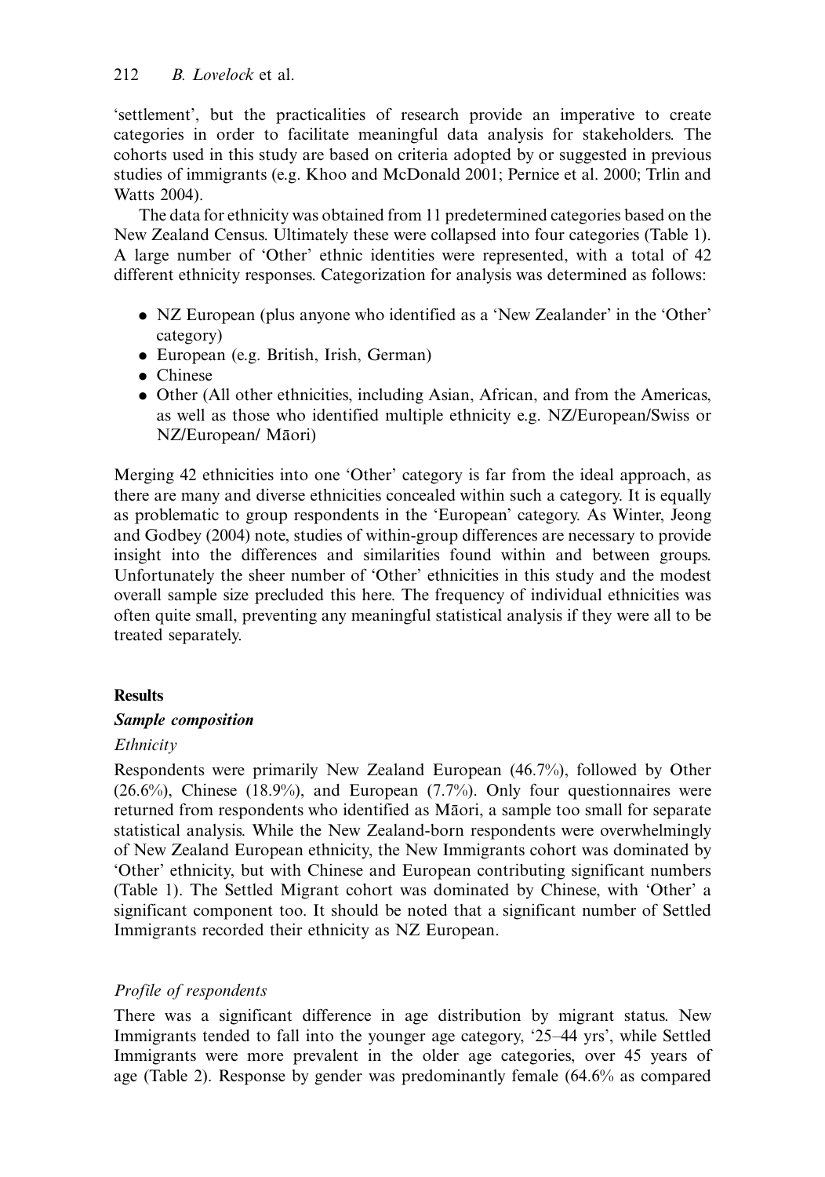'settlement', but the practicalities of research provide an imperative to create categories in order to facilitate meaningful data analysis for stakeholders. The cohorts used in this study are based on criteria adopted by or suggested in previous studies of immigrants (e.g. Khoo and McDonald 2001; Pernice et al. 2000; Trlin and Watts 2004).

The data for ethnicity was obtained from 11 predetermined categories based on the New Zealand Census. Ultimately these were collapsed into four categories (Table 1). A large number of 'Other' ethnic identities were represented, with a total of 42 different ethnicity responses. Categorization for analysis was determined as follows:

- NZ European (plus anyone who identified as a 'New Zealander' in the 'Other' category)
- European (e.g. British, Irish, German)
- Chinese
- Other (All other ethnicities, including Asian, African, and from the Americas, as well as those who identified multiple ethnicity e.g. NZ/European/Swiss or NZ/European/ Māori)

Merging 42 ethnicities into one 'Other' category is far from the ideal approach, as there are many and diverse ethnicities concealed within such a category. It is equally as problematic to group respondents in the 'European' category. As Winter, Jeong and Godbey (2004) note, studies of within-group differences are necessary to provide insight into the differences and similarities found within and between groups. Unfortunately the sheer number of 'Other' ethnicities in this study and the modest overall sample size precluded this here. The frequency of individual ethnicities was often quite small, preventing any meaningful statistical analysis if they were all to be treated separately.

## Results

### *Sample composition*

#### *Ethnicity*

Respondents were primarily New Zealand European (46.7%), followed by Other (26.6%), Chinese (18.9%), and European (7.7%). Only four questionnaires were returned from respondents who identified as Māori, a sample too small for separate statistical analysis. While the New Zealand-born respondents were overwhelmingly of New Zealand European ethnicity, the New Immigrants cohort was dominated by 'Other' ethnicity, but with Chinese and European contributing significant numbers (Table 1). The Settled Migrant cohort was dominated by Chinese, with 'Other' a significant component too. It should be noted that a significant number of Settled Immigrants recorded their ethnicity as NZ European.

#### *Profile of respondents*

There was a significant difference in age distribution by migrant status. New Immigrants tended to fall into the younger age category, '25–44 yrs', while Settled Immigrants were more prevalent in the older age categories, over 45 years of age (Table 2). Response by gender was predominantly female (64.6% as compared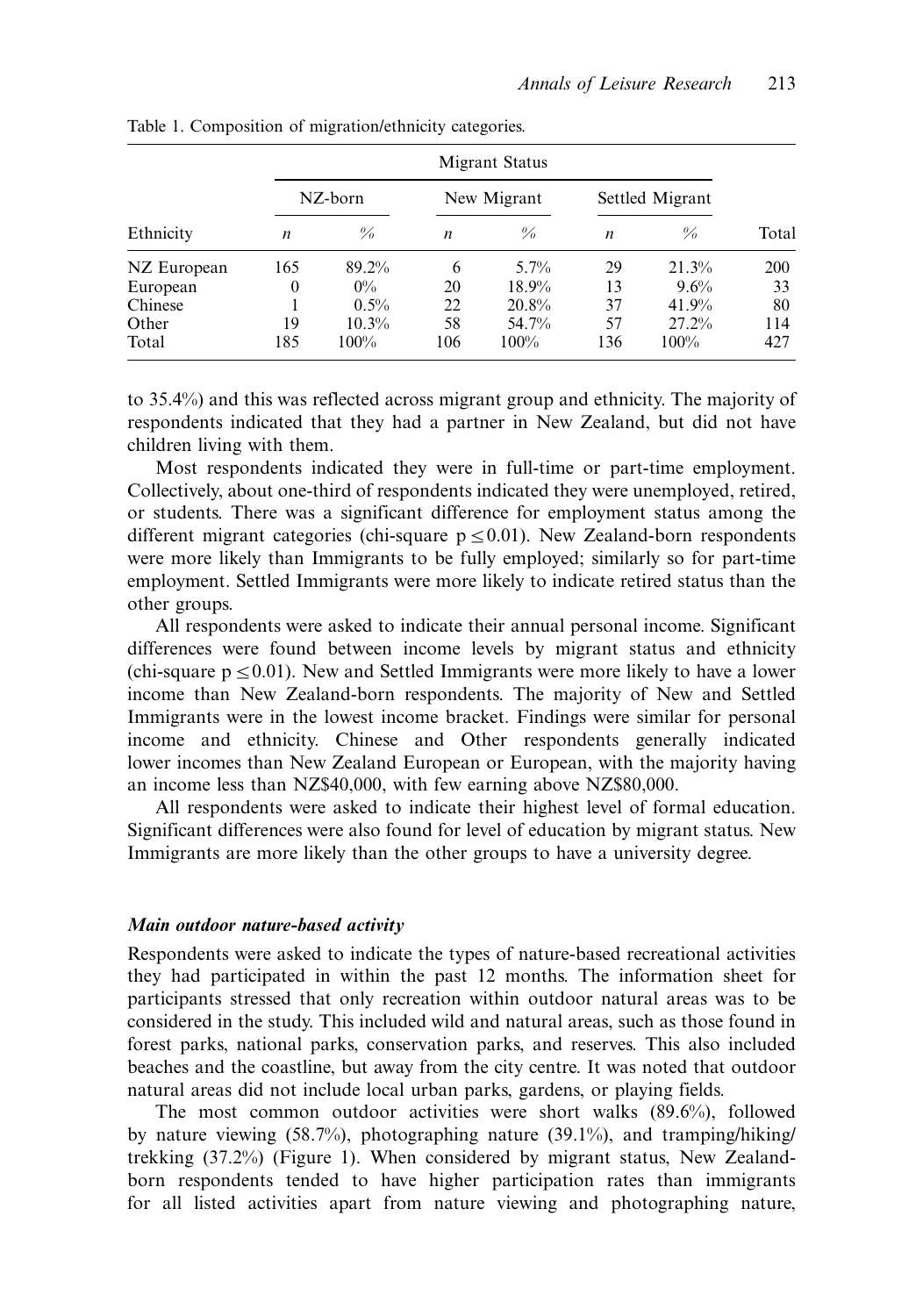Table 1. Composition of migration/ethnicity categories.

| | Migrant Status | | | | | | |
|---|---|---|---|---|---|---|---|
| | NZ-born | | New Migrant | | Settled Migrant | | |
| Ethnicity | *n* | % | *n* | % | *n* | % | Total |
| NZ European | 165 | 89.2% | 6 | 5.7% | 29 | 21.3% | 200 |
| European | 0 | 0% | 20 | 18.9% | 13 | 9.6% | 33 |
| Chinese | 1 | 0.5% | 22 | 20.8% | 37 | 41.9% | 80 |
| Other | 19 | 10.3% | 58 | 54.7% | 57 | 27.2% | 114 |
| Total | 185 | 100% | 106 | 100% | 136 | 100% | 427 |

to 35.4%) and this was reflected across migrant group and ethnicity. The majority of respondents indicated that they had a partner in New Zealand, but did not have children living with them.

Most respondents indicated they were in full-time or part-time employment. Collectively, about one-third of respondents indicated they were unemployed, retired, or students. There was a significant difference for employment status among the different migrant categories (chi-square $p \leq 0.01$). New Zealand-born respondents were more likely than Immigrants to be fully employed; similarly so for part-time employment. Settled Immigrants were more likely to indicate retired status than the other groups.

All respondents were asked to indicate their annual personal income. Significant differences were found between income levels by migrant status and ethnicity (chi-square $p \leq 0.01$). New and Settled Immigrants were more likely to have a lower income than New Zealand-born respondents. The majority of New and Settled Immigrants were in the lowest income bracket. Findings were similar for personal income and ethnicity. Chinese and Other respondents generally indicated lower incomes than New Zealand European or European, with the majority having an income less than NZ$40,000, with few earning above NZ$80,000.

All respondents were asked to indicate their highest level of formal education. Significant differences were also found for level of education by migrant status. New Immigrants are more likely than the other groups to have a university degree.

### *Main outdoor nature-based activity*

Respondents were asked to indicate the types of nature-based recreational activities they had participated in within the past 12 months. The information sheet for participants stressed that only recreation within outdoor natural areas was to be considered in the study. This included wild and natural areas, such as those found in forest parks, national parks, conservation parks, and reserves. This also included beaches and the coastline, but away from the city centre. It was noted that outdoor natural areas did not include local urban parks, gardens, or playing fields.

The most common outdoor activities were short walks (89.6%), followed by nature viewing (58.7%), photographing nature (39.1%), and tramping/hiking/trekking (37.2%) (Figure 1). When considered by migrant status, New Zealand-born respondents tended to have higher participation rates than immigrants for all listed activities apart from nature viewing and photographing nature,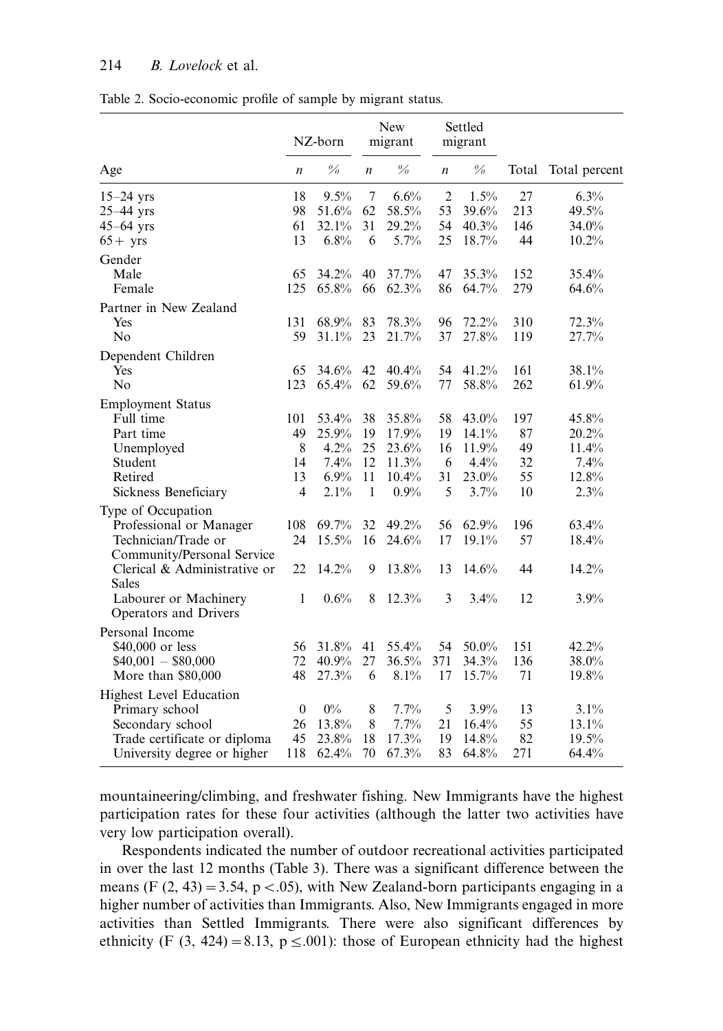Table 2. Socio-economic profile of sample by migrant status.

| Age | NZ-born | | New migrant | | Settled migrant | | Total | Total percent |
|---|---|---|---|---|---|---|---|---|
| | *n* | % | *n* | % | *n* | % | | |
| 15–24 yrs | 18 | 9.5% | 7 | 6.6% | 2 | 1.5% | 27 | 6.3% |
| 25–44 yrs | 98 | 51.6% | 62 | 58.5% | 53 | 39.6% | 213 | 49.5% |
| 45–64 yrs | 61 | 32.1% | 31 | 29.2% | 54 | 40.3% | 146 | 34.0% |
| 65+ yrs | 13 | 6.8% | 6 | 5.7% | 25 | 18.7% | 44 | 10.2% |
| Gender | | | | | | | | |
| Male | 65 | 34.2% | 40 | 37.7% | 47 | 35.3% | 152 | 35.4% |
| Female | 125 | 65.8% | 66 | 62.3% | 86 | 64.7% | 279 | 64.6% |
| Partner in New Zealand | | | | | | | | |
| Yes | 131 | 68.9% | 83 | 78.3% | 96 | 72.2% | 310 | 72.3% |
| No | 59 | 31.1% | 23 | 21.7% | 37 | 27.8% | 119 | 27.7% |
| Dependent Children | | | | | | | | |
| Yes | 65 | 34.6% | 42 | 40.4% | 54 | 41.2% | 161 | 38.1% |
| No | 123 | 65.4% | 62 | 59.6% | 77 | 58.8% | 262 | 61.9% |
| Employment Status | | | | | | | | |
| Full time | 101 | 53.4% | 38 | 35.8% | 58 | 43.0% | 197 | 45.8% |
| Part time | 49 | 25.9% | 19 | 17.9% | 19 | 14.1% | 87 | 20.2% |
| Unemployed | 8 | 4.2% | 25 | 23.6% | 16 | 11.9% | 49 | 11.4% |
| Student | 14 | 7.4% | 12 | 11.3% | 6 | 4.4% | 32 | 7.4% |
| Retired | 13 | 6.9% | 11 | 10.4% | 31 | 23.0% | 55 | 12.8% |
| Sickness Beneficiary | 4 | 2.1% | 1 | 0.9% | 5 | 3.7% | 10 | 2.3% |
| Type of Occupation | | | | | | | | |
| Professional or Manager | 108 | 69.7% | 32 | 49.2% | 56 | 62.9% | 196 | 63.4% |
| Technician/Trade or Community/Personal Service | 24 | 15.5% | 16 | 24.6% | 17 | 19.1% | 57 | 18.4% |
| Clerical & Administrative or Sales | 22 | 14.2% | 9 | 13.8% | 13 | 14.6% | 44 | 14.2% |
| Labourer or Machinery Operators and Drivers | 1 | 0.6% | 8 | 12.3% | 3 | 3.4% | 12 | 3.9% |
| Personal Income | | | | | | | | |
| $40,000 or less | 56 | 31.8% | 41 | 55.4% | 54 | 50.0% | 151 | 42.2% |
| $40,001 – $80,000 | 72 | 40.9% | 27 | 36.5% | 371 | 34.3% | 136 | 38.0% |
| More than $80,000 | 48 | 27.3% | 6 | 8.1% | 17 | 15.7% | 71 | 19.8% |
| Highest Level Education | | | | | | | | |
| Primary school | 0 | 0% | 8 | 7.7% | 5 | 3.9% | 13 | 3.1% |
| Secondary school | 26 | 13.8% | 8 | 7.7% | 21 | 16.4% | 55 | 13.1% |
| Trade certificate or diploma | 45 | 23.8% | 18 | 17.3% | 19 | 14.8% | 82 | 19.5% |
| University degree or higher | 118 | 62.4% | 70 | 67.3% | 83 | 64.8% | 271 | 64.4% |

mountaineering/climbing, and freshwater fishing. New Immigrants have the highest participation rates for these four activities (although the latter two activities have very low participation overall).

Respondents indicated the number of outdoor recreational activities participated in over the last 12 months (Table 3). There was a significant difference between the means ($F\ (2, 43) = 3.54$, $p < .05$), with New Zealand-born participants engaging in a higher number of activities than Immigrants. Also, New Immigrants engaged in more activities than Settled Immigrants. There were also significant differences by ethnicity ($F\ (3, 424) = 8.13$, $p \leq .001$): those of European ethnicity had the highest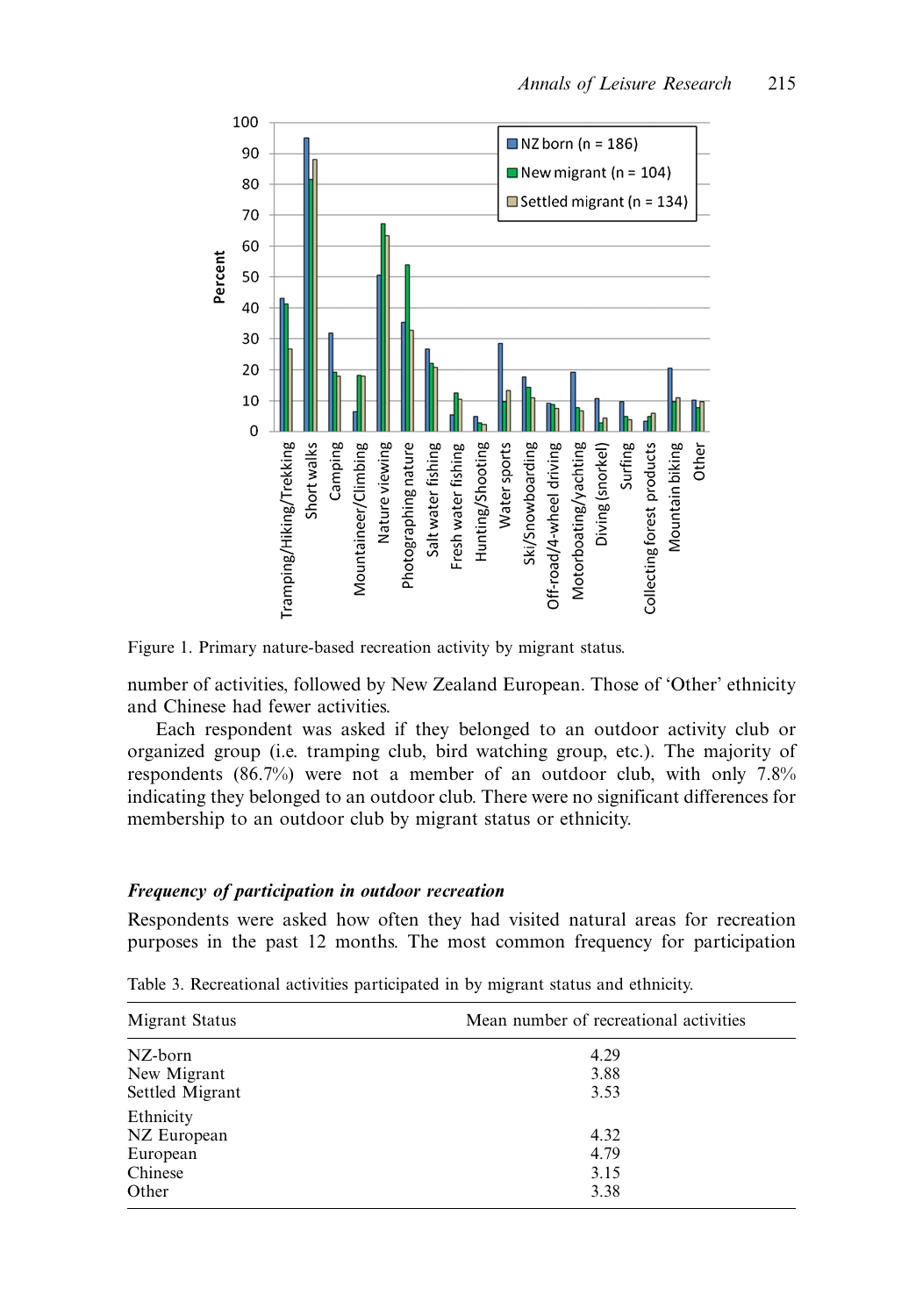Figure 1. Primary nature-based recreation activity by migrant status.

number of activities, followed by New Zealand European. Those of 'Other' ethnicity and Chinese had fewer activities.

Each respondent was asked if they belonged to an outdoor activity club or organized group (i.e. tramping club, bird watching group, etc.). The majority of respondents (86.7%) were not a member of an outdoor club, with only 7.8% indicating they belonged to an outdoor club. There were no significant differences for membership to an outdoor club by migrant status or ethnicity.

### *Frequency of participation in outdoor recreation*

Respondents were asked how often they had visited natural areas for recreation purposes in the past 12 months. The most common frequency for participation

Table 3. Recreational activities participated in by migrant status and ethnicity.

| Migrant Status | Mean number of recreational activities |
|---|---|
| NZ-born | 4.29 |
| New Migrant | 3.88 |
| Settled Migrant | 3.53 |
| Ethnicity | |
| NZ European | 4.32 |
| European | 4.79 |
| Chinese | 3.15 |
| Other | 3.38 |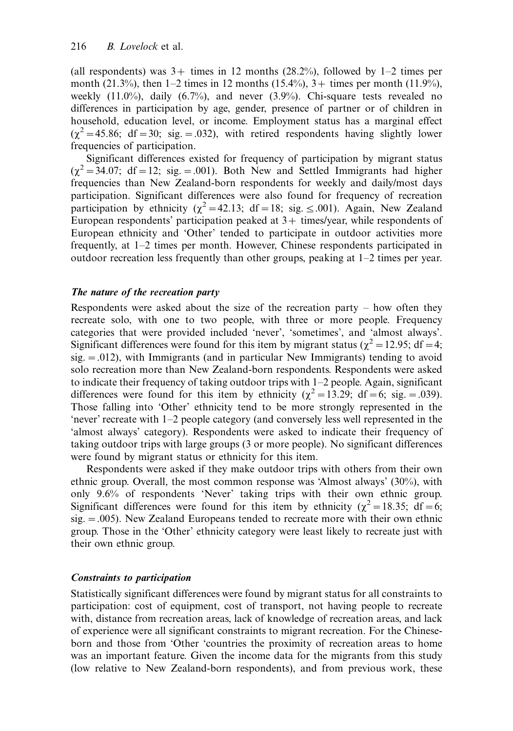(all respondents) was 3+ times in 12 months (28.2%), followed by 1–2 times per month (21.3%), then 1–2 times in 12 months (15.4%), 3+ times per month (11.9%), weekly (11.0%), daily (6.7%), and never (3.9%). Chi-square tests revealed no differences in participation by age, gender, presence of partner or of children in household, education level, or income. Employment status has a marginal effect ($\chi^2 = 45.86$; df = 30; sig. = .032), with retired respondents having slightly lower frequencies of participation.

Significant differences existed for frequency of participation by migrant status ($\chi^2 = 34.07$; df = 12; sig. = .001). Both New and Settled Immigrants had higher frequencies than New Zealand-born respondents for weekly and daily/most days participation. Significant differences were also found for frequency of recreation participation by ethnicity ($\chi^2 = 42.13$; df = 18; sig. $\leq$ .001). Again, New Zealand European respondents' participation peaked at 3+ times/year, while respondents of European ethnicity and 'Other' tended to participate in outdoor activities more frequently, at 1–2 times per month. However, Chinese respondents participated in outdoor recreation less frequently than other groups, peaking at 1–2 times per year.

### *The nature of the recreation party*

Respondents were asked about the size of the recreation party – how often they recreate solo, with one to two people, with three or more people. Frequency categories that were provided included 'never', 'sometimes', and 'almost always'. Significant differences were found for this item by migrant status ($\chi^2 = 12.95$; df = 4; sig. = .012), with Immigrants (and in particular New Immigrants) tending to avoid solo recreation more than New Zealand-born respondents. Respondents were asked to indicate their frequency of taking outdoor trips with 1–2 people. Again, significant differences were found for this item by ethnicity ($\chi^2 = 13.29$; df = 6; sig. = .039). Those falling into 'Other' ethnicity tend to be more strongly represented in the 'never' recreate with 1–2 people category (and conversely less well represented in the 'almost always' category). Respondents were asked to indicate their frequency of taking outdoor trips with large groups (3 or more people). No significant differences were found by migrant status or ethnicity for this item.

Respondents were asked if they make outdoor trips with others from their own ethnic group. Overall, the most common response was 'Almost always' (30%), with only 9.6% of respondents 'Never' taking trips with their own ethnic group. Significant differences were found for this item by ethnicity ($\chi^2 = 18.35$; df = 6; sig. = .005). New Zealand Europeans tended to recreate more with their own ethnic group. Those in the 'Other' ethnicity category were least likely to recreate just with their own ethnic group.

### *Constraints to participation*

Statistically significant differences were found by migrant status for all constraints to participation: cost of equipment, cost of transport, not having people to recreate with, distance from recreation areas, lack of knowledge of recreation areas, and lack of experience were all significant constraints to migrant recreation. For the Chinese-born and those from 'Other 'countries the proximity of recreation areas to home was an important feature. Given the income data for the migrants from this study (low relative to New Zealand-born respondents), and from previous work, these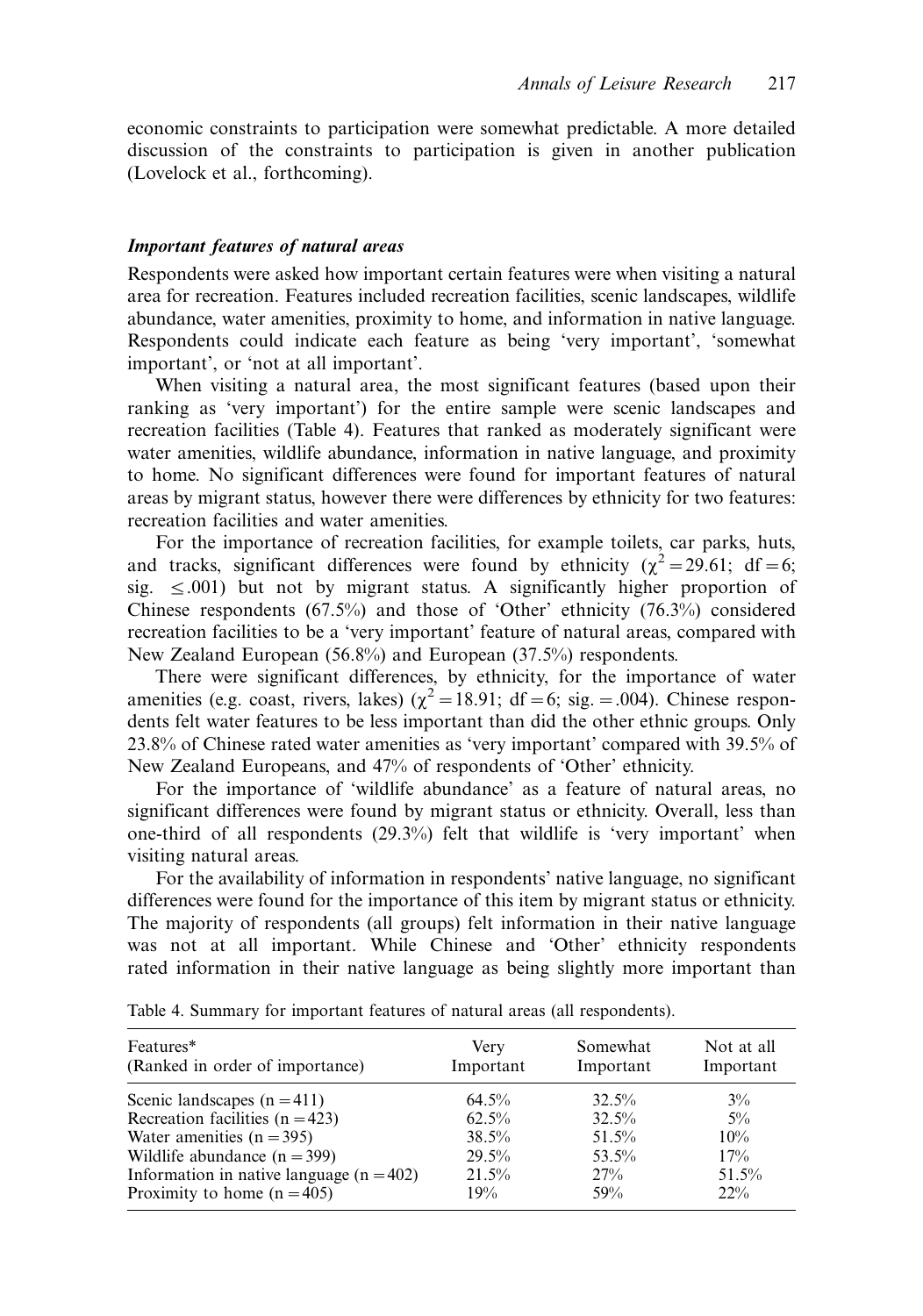economic constraints to participation were somewhat predictable. A more detailed discussion of the constraints to participation is given in another publication (Lovelock et al., forthcoming).

### *Important features of natural areas*

Respondents were asked how important certain features were when visiting a natural area for recreation. Features included recreation facilities, scenic landscapes, wildlife abundance, water amenities, proximity to home, and information in native language. Respondents could indicate each feature as being 'very important', 'somewhat important', or 'not at all important'.

When visiting a natural area, the most significant features (based upon their ranking as 'very important') for the entire sample were scenic landscapes and recreation facilities (Table 4). Features that ranked as moderately significant were water amenities, wildlife abundance, information in native language, and proximity to home. No significant differences were found for important features of natural areas by migrant status, however there were differences by ethnicity for two features: recreation facilities and water amenities.

For the importance of recreation facilities, for example toilets, car parks, huts, and tracks, significant differences were found by ethnicity ($\chi^2 = 29.61$; df = 6; sig. $\leq .001$) but not by migrant status. A significantly higher proportion of Chinese respondents (67.5%) and those of 'Other' ethnicity (76.3%) considered recreation facilities to be a 'very important' feature of natural areas, compared with New Zealand European (56.8%) and European (37.5%) respondents.

There were significant differences, by ethnicity, for the importance of water amenities (e.g. coast, rivers, lakes) ($\chi^2 = 18.91$; df = 6; sig. = .004). Chinese respondents felt water features to be less important than did the other ethnic groups. Only 23.8% of Chinese rated water amenities as 'very important' compared with 39.5% of New Zealand Europeans, and 47% of respondents of 'Other' ethnicity.

For the importance of 'wildlife abundance' as a feature of natural areas, no significant differences were found by migrant status or ethnicity. Overall, less than one-third of all respondents (29.3%) felt that wildlife is 'very important' when visiting natural areas.

For the availability of information in respondents' native language, no significant differences were found for the importance of this item by migrant status or ethnicity. The majority of respondents (all groups) felt information in their native language was not at all important. While Chinese and 'Other' ethnicity respondents rated information in their native language as being slightly more important than

Table 4. Summary for important features of natural areas (all respondents).

| Features* (Ranked in order of importance) | Very Important | Somewhat Important | Not at all Important |
|---|---|---|---|
| Scenic landscapes (n = 411) | 64.5% | 32.5% | 3% |
| Recreation facilities (n = 423) | 62.5% | 32.5% | 5% |
| Water amenities (n = 395) | 38.5% | 51.5% | 10% |
| Wildlife abundance (n = 399) | 29.5% | 53.5% | 17% |
| Information in native language (n = 402) | 21.5% | 27% | 51.5% |
| Proximity to home (n = 405) | 19% | 59% | 22% |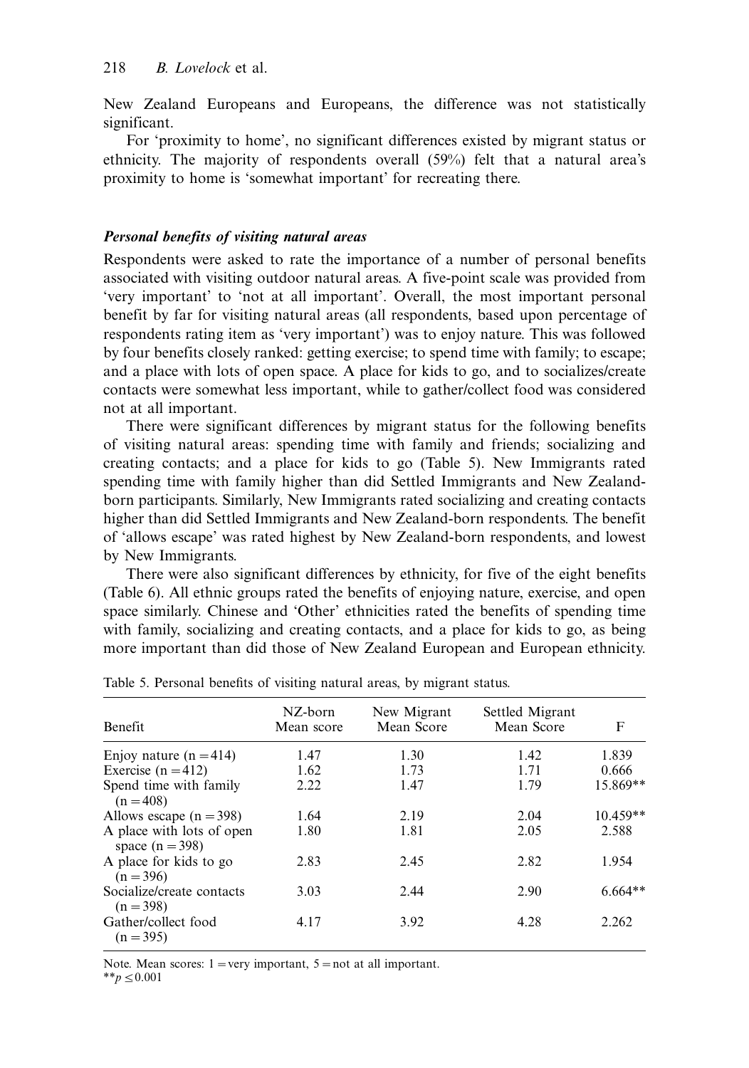New Zealand Europeans and Europeans, the difference was not statistically significant.

For 'proximity to home', no significant differences existed by migrant status or ethnicity. The majority of respondents overall (59%) felt that a natural area's proximity to home is 'somewhat important' for recreating there.

### *Personal benefits of visiting natural areas*

Respondents were asked to rate the importance of a number of personal benefits associated with visiting outdoor natural areas. A five-point scale was provided from 'very important' to 'not at all important'. Overall, the most important personal benefit by far for visiting natural areas (all respondents, based upon percentage of respondents rating item as 'very important') was to enjoy nature. This was followed by four benefits closely ranked: getting exercise; to spend time with family; to escape; and a place with lots of open space. A place for kids to go, and to socializes/create contacts were somewhat less important, while to gather/collect food was considered not at all important.

There were significant differences by migrant status for the following benefits of visiting natural areas: spending time with family and friends; socializing and creating contacts; and a place for kids to go (Table 5). New Immigrants rated spending time with family higher than did Settled Immigrants and New Zealand-born participants. Similarly, New Immigrants rated socializing and creating contacts higher than did Settled Immigrants and New Zealand-born respondents. The benefit of 'allows escape' was rated highest by New Zealand-born respondents, and lowest by New Immigrants.

There were also significant differences by ethnicity, for five of the eight benefits (Table 6). All ethnic groups rated the benefits of enjoying nature, exercise, and open space similarly. Chinese and 'Other' ethnicities rated the benefits of spending time with family, socializing and creating contacts, and a place for kids to go, as being more important than did those of New Zealand European and European ethnicity.

Table 5. Personal benefits of visiting natural areas, by migrant status.

| Benefit | NZ-born Mean score | New Migrant Mean Score | Settled Migrant Mean Score | F |
|---|---|---|---|---|
| Enjoy nature (n = 414) | 1.47 | 1.30 | 1.42 | 1.839 |
| Exercise (n = 412) | 1.62 | 1.73 | 1.71 | 0.666 |
| Spend time with family (n = 408) | 2.22 | 1.47 | 1.79 | 15.869** |
| Allows escape (n = 398) | 1.64 | 2.19 | 2.04 | 10.459** |
| A place with lots of open space (n = 398) | 1.80 | 1.81 | 2.05 | 2.588 |
| A place for kids to go (n = 396) | 2.83 | 2.45 | 2.82 | 1.954 |
| Socialize/create contacts (n = 398) | 3.03 | 2.44 | 2.90 | 6.664** |
| Gather/collect food (n = 395) | 4.17 | 3.92 | 4.28 | 2.262 |

Note. Mean scores: 1 = very important, 5 = not at all important.
$^{**}p \leq 0.001$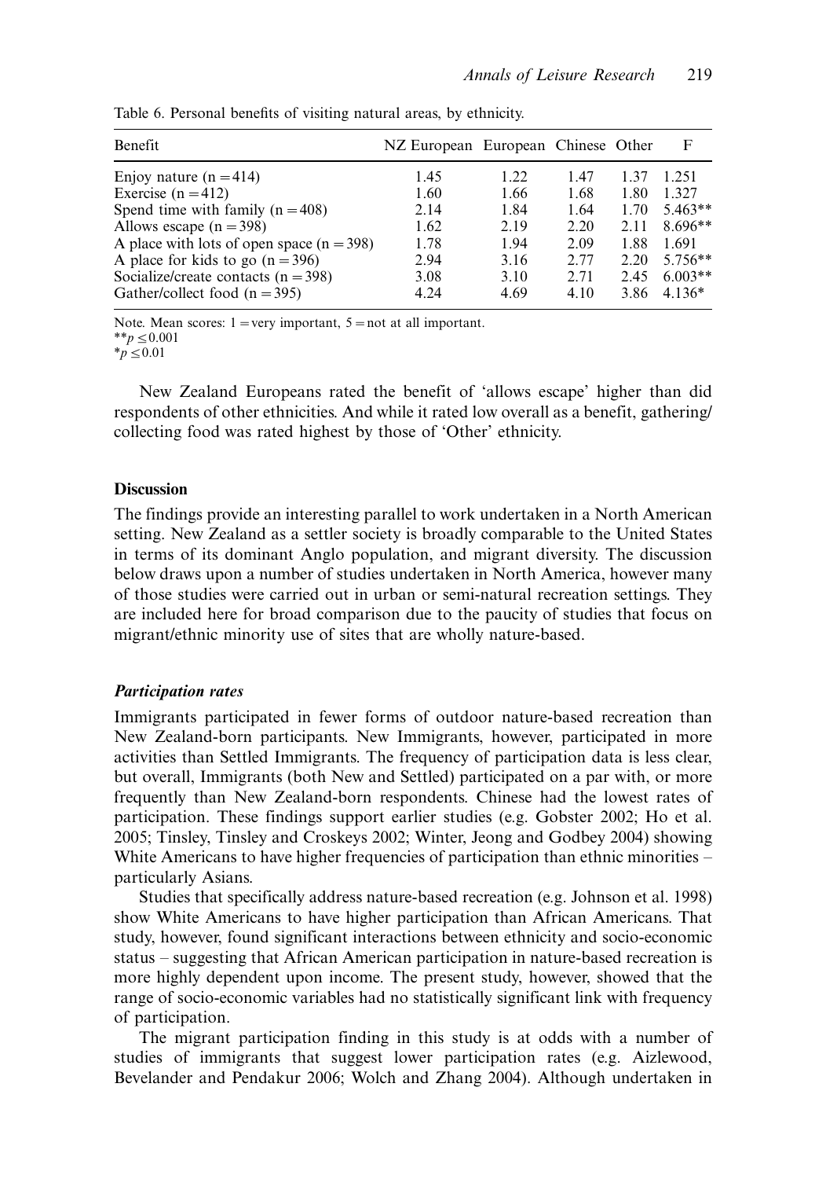Table 6. Personal benefits of visiting natural areas, by ethnicity.

| Benefit | NZ European | European | Chinese | Other | F |
|---|---|---|---|---|---|
| Enjoy nature (n = 414) | 1.45 | 1.22 | 1.47 | 1.37 | 1.251 |
| Exercise (n = 412) | 1.60 | 1.66 | 1.68 | 1.80 | 1.327 |
| Spend time with family (n = 408) | 2.14 | 1.84 | 1.64 | 1.70 | 5.463** |
| Allows escape (n = 398) | 1.62 | 2.19 | 2.20 | 2.11 | 8.696** |
| A place with lots of open space (n = 398) | 1.78 | 1.94 | 2.09 | 1.88 | 1.691 |
| A place for kids to go (n = 396) | 2.94 | 3.16 | 2.77 | 2.20 | 5.756** |
| Socialize/create contacts (n = 398) | 3.08 | 3.10 | 2.71 | 2.45 | 6.003** |
| Gather/collect food (n = 395) | 4.24 | 4.69 | 4.10 | 3.86 | 4.136* |

Note. Mean scores: 1 = very important, 5 = not at all important.
**$p \leq 0.001$
*$p \leq 0.01$

New Zealand Europeans rated the benefit of 'allows escape' higher than did respondents of other ethnicities. And while it rated low overall as a benefit, gathering/collecting food was rated highest by those of 'Other' ethnicity.

## Discussion

The findings provide an interesting parallel to work undertaken in a North American setting. New Zealand as a settler society is broadly comparable to the United States in terms of its dominant Anglo population, and migrant diversity. The discussion below draws upon a number of studies undertaken in North America, however many of those studies were carried out in urban or semi-natural recreation settings. They are included here for broad comparison due to the paucity of studies that focus on migrant/ethnic minority use of sites that are wholly nature-based.

### *Participation rates*

Immigrants participated in fewer forms of outdoor nature-based recreation than New Zealand-born participants. New Immigrants, however, participated in more activities than Settled Immigrants. The frequency of participation data is less clear, but overall, Immigrants (both New and Settled) participated on a par with, or more frequently than New Zealand-born respondents. Chinese had the lowest rates of participation. These findings support earlier studies (e.g. Gobster 2002; Ho et al. 2005; Tinsley, Tinsley and Croskeys 2002; Winter, Jeong and Godbey 2004) showing White Americans to have higher frequencies of participation than ethnic minorities – particularly Asians.

Studies that specifically address nature-based recreation (e.g. Johnson et al. 1998) show White Americans to have higher participation than African Americans. That study, however, found significant interactions between ethnicity and socio-economic status – suggesting that African American participation in nature-based recreation is more highly dependent upon income. The present study, however, showed that the range of socio-economic variables had no statistically significant link with frequency of participation.

The migrant participation finding in this study is at odds with a number of studies of immigrants that suggest lower participation rates (e.g. Aizlewood, Bevelander and Pendakur 2006; Wolch and Zhang 2004). Although undertaken in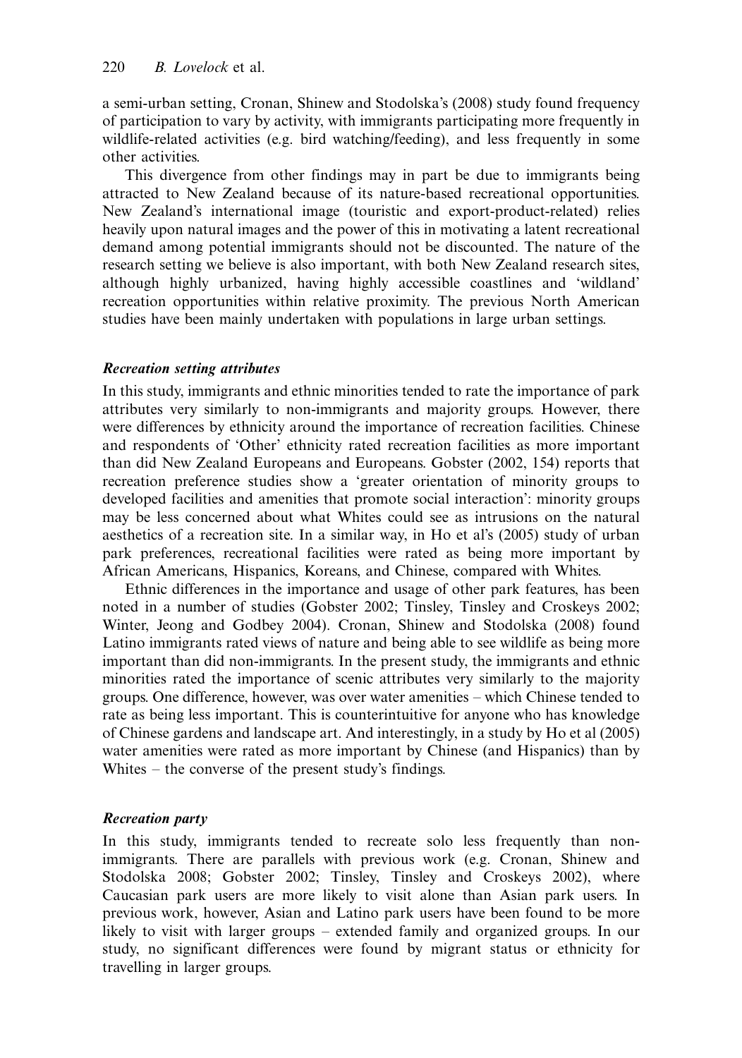a semi-urban setting, Cronan, Shinew and Stodolska's (2008) study found frequency of participation to vary by activity, with immigrants participating more frequently in wildlife-related activities (e.g. bird watching/feeding), and less frequently in some other activities.

This divergence from other findings may in part be due to immigrants being attracted to New Zealand because of its nature-based recreational opportunities. New Zealand's international image (touristic and export-product-related) relies heavily upon natural images and the power of this in motivating a latent recreational demand among potential immigrants should not be discounted. The nature of the research setting we believe is also important, with both New Zealand research sites, although highly urbanized, having highly accessible coastlines and 'wildland' recreation opportunities within relative proximity. The previous North American studies have been mainly undertaken with populations in large urban settings.

### *Recreation setting attributes*

In this study, immigrants and ethnic minorities tended to rate the importance of park attributes very similarly to non-immigrants and majority groups. However, there were differences by ethnicity around the importance of recreation facilities. Chinese and respondents of 'Other' ethnicity rated recreation facilities as more important than did New Zealand Europeans and Europeans. Gobster (2002, 154) reports that recreation preference studies show a 'greater orientation of minority groups to developed facilities and amenities that promote social interaction': minority groups may be less concerned about what Whites could see as intrusions on the natural aesthetics of a recreation site. In a similar way, in Ho et al's (2005) study of urban park preferences, recreational facilities were rated as being more important by African Americans, Hispanics, Koreans, and Chinese, compared with Whites.

Ethnic differences in the importance and usage of other park features, has been noted in a number of studies (Gobster 2002; Tinsley, Tinsley and Croskeys 2002; Winter, Jeong and Godbey 2004). Cronan, Shinew and Stodolska (2008) found Latino immigrants rated views of nature and being able to see wildlife as being more important than did non-immigrants. In the present study, the immigrants and ethnic minorities rated the importance of scenic attributes very similarly to the majority groups. One difference, however, was over water amenities – which Chinese tended to rate as being less important. This is counterintuitive for anyone who has knowledge of Chinese gardens and landscape art. And interestingly, in a study by Ho et al (2005) water amenities were rated as more important by Chinese (and Hispanics) than by Whites – the converse of the present study's findings.

### *Recreation party*

In this study, immigrants tended to recreate solo less frequently than non-immigrants. There are parallels with previous work (e.g. Cronan, Shinew and Stodolska 2008; Gobster 2002; Tinsley, Tinsley and Croskeys 2002), where Caucasian park users are more likely to visit alone than Asian park users. In previous work, however, Asian and Latino park users have been found to be more likely to visit with larger groups – extended family and organized groups. In our study, no significant differences were found by migrant status or ethnicity for travelling in larger groups.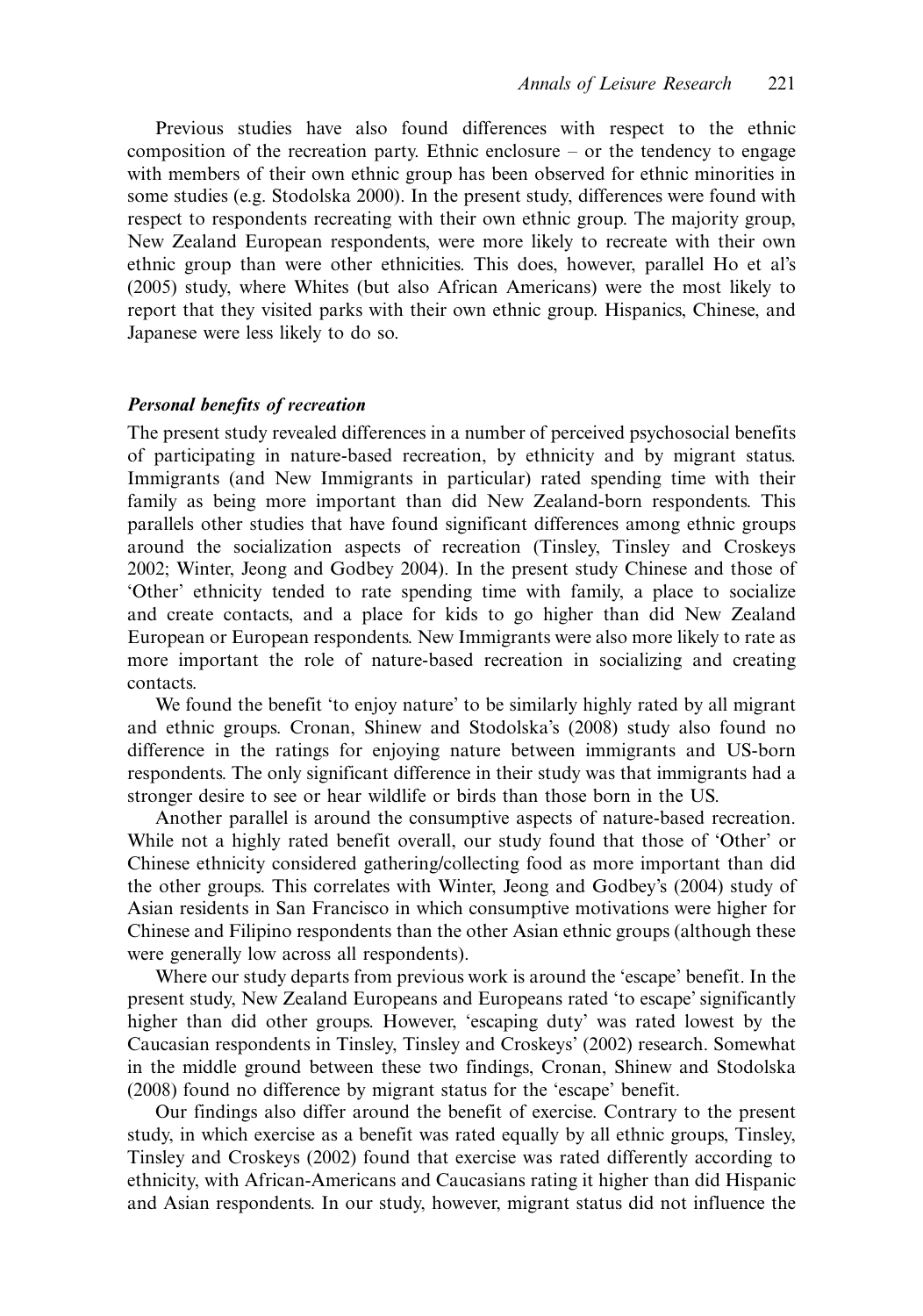Previous studies have also found differences with respect to the ethnic composition of the recreation party. Ethnic enclosure – or the tendency to engage with members of their own ethnic group has been observed for ethnic minorities in some studies (e.g. Stodolska 2000). In the present study, differences were found with respect to respondents recreating with their own ethnic group. The majority group, New Zealand European respondents, were more likely to recreate with their own ethnic group than were other ethnicities. This does, however, parallel Ho et al's (2005) study, where Whites (but also African Americans) were the most likely to report that they visited parks with their own ethnic group. Hispanics, Chinese, and Japanese were less likely to do so.

### *Personal benefits of recreation*

The present study revealed differences in a number of perceived psychosocial benefits of participating in nature-based recreation, by ethnicity and by migrant status. Immigrants (and New Immigrants in particular) rated spending time with their family as being more important than did New Zealand-born respondents. This parallels other studies that have found significant differences among ethnic groups around the socialization aspects of recreation (Tinsley, Tinsley and Croskeys 2002; Winter, Jeong and Godbey 2004). In the present study Chinese and those of 'Other' ethnicity tended to rate spending time with family, a place to socialize and create contacts, and a place for kids to go higher than did New Zealand European or European respondents. New Immigrants were also more likely to rate as more important the role of nature-based recreation in socializing and creating contacts.

We found the benefit 'to enjoy nature' to be similarly highly rated by all migrant and ethnic groups. Cronan, Shinew and Stodolska's (2008) study also found no difference in the ratings for enjoying nature between immigrants and US-born respondents. The only significant difference in their study was that immigrants had a stronger desire to see or hear wildlife or birds than those born in the US.

Another parallel is around the consumptive aspects of nature-based recreation. While not a highly rated benefit overall, our study found that those of 'Other' or Chinese ethnicity considered gathering/collecting food as more important than did the other groups. This correlates with Winter, Jeong and Godbey's (2004) study of Asian residents in San Francisco in which consumptive motivations were higher for Chinese and Filipino respondents than the other Asian ethnic groups (although these were generally low across all respondents).

Where our study departs from previous work is around the 'escape' benefit. In the present study, New Zealand Europeans and Europeans rated 'to escape' significantly higher than did other groups. However, 'escaping duty' was rated lowest by the Caucasian respondents in Tinsley, Tinsley and Croskeys' (2002) research. Somewhat in the middle ground between these two findings, Cronan, Shinew and Stodolska (2008) found no difference by migrant status for the 'escape' benefit.

Our findings also differ around the benefit of exercise. Contrary to the present study, in which exercise as a benefit was rated equally by all ethnic groups, Tinsley, Tinsley and Croskeys (2002) found that exercise was rated differently according to ethnicity, with African-Americans and Caucasians rating it higher than did Hispanic and Asian respondents. In our study, however, migrant status did not influence the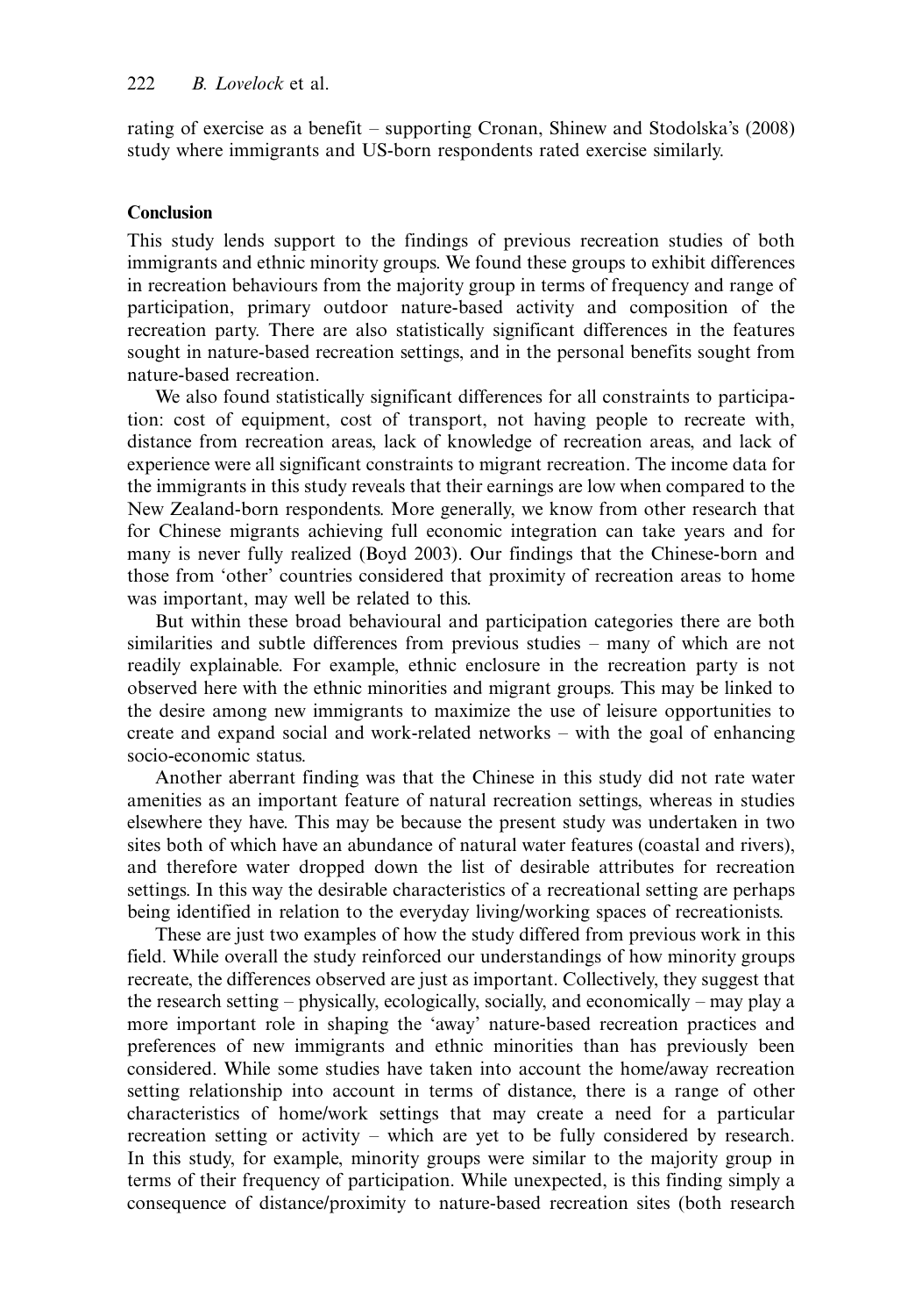rating of exercise as a benefit – supporting Cronan, Shinew and Stodolska's (2008) study where immigrants and US-born respondents rated exercise similarly.

## Conclusion

This study lends support to the findings of previous recreation studies of both immigrants and ethnic minority groups. We found these groups to exhibit differences in recreation behaviours from the majority group in terms of frequency and range of participation, primary outdoor nature-based activity and composition of the recreation party. There are also statistically significant differences in the features sought in nature-based recreation settings, and in the personal benefits sought from nature-based recreation.

We also found statistically significant differences for all constraints to participation: cost of equipment, cost of transport, not having people to recreate with, distance from recreation areas, lack of knowledge of recreation areas, and lack of experience were all significant constraints to migrant recreation. The income data for the immigrants in this study reveals that their earnings are low when compared to the New Zealand-born respondents. More generally, we know from other research that for Chinese migrants achieving full economic integration can take years and for many is never fully realized (Boyd 2003). Our findings that the Chinese-born and those from 'other' countries considered that proximity of recreation areas to home was important, may well be related to this.

But within these broad behavioural and participation categories there are both similarities and subtle differences from previous studies – many of which are not readily explainable. For example, ethnic enclosure in the recreation party is not observed here with the ethnic minorities and migrant groups. This may be linked to the desire among new immigrants to maximize the use of leisure opportunities to create and expand social and work-related networks – with the goal of enhancing socio-economic status.

Another aberrant finding was that the Chinese in this study did not rate water amenities as an important feature of natural recreation settings, whereas in studies elsewhere they have. This may be because the present study was undertaken in two sites both of which have an abundance of natural water features (coastal and rivers), and therefore water dropped down the list of desirable attributes for recreation settings. In this way the desirable characteristics of a recreational setting are perhaps being identified in relation to the everyday living/working spaces of recreationists.

These are just two examples of how the study differed from previous work in this field. While overall the study reinforced our understandings of how minority groups recreate, the differences observed are just as important. Collectively, they suggest that the research setting – physically, ecologically, socially, and economically – may play a more important role in shaping the 'away' nature-based recreation practices and preferences of new immigrants and ethnic minorities than has previously been considered. While some studies have taken into account the home/away recreation setting relationship into account in terms of distance, there is a range of other characteristics of home/work settings that may create a need for a particular recreation setting or activity – which are yet to be fully considered by research. In this study, for example, minority groups were similar to the majority group in terms of their frequency of participation. While unexpected, is this finding simply a consequence of distance/proximity to nature-based recreation sites (both research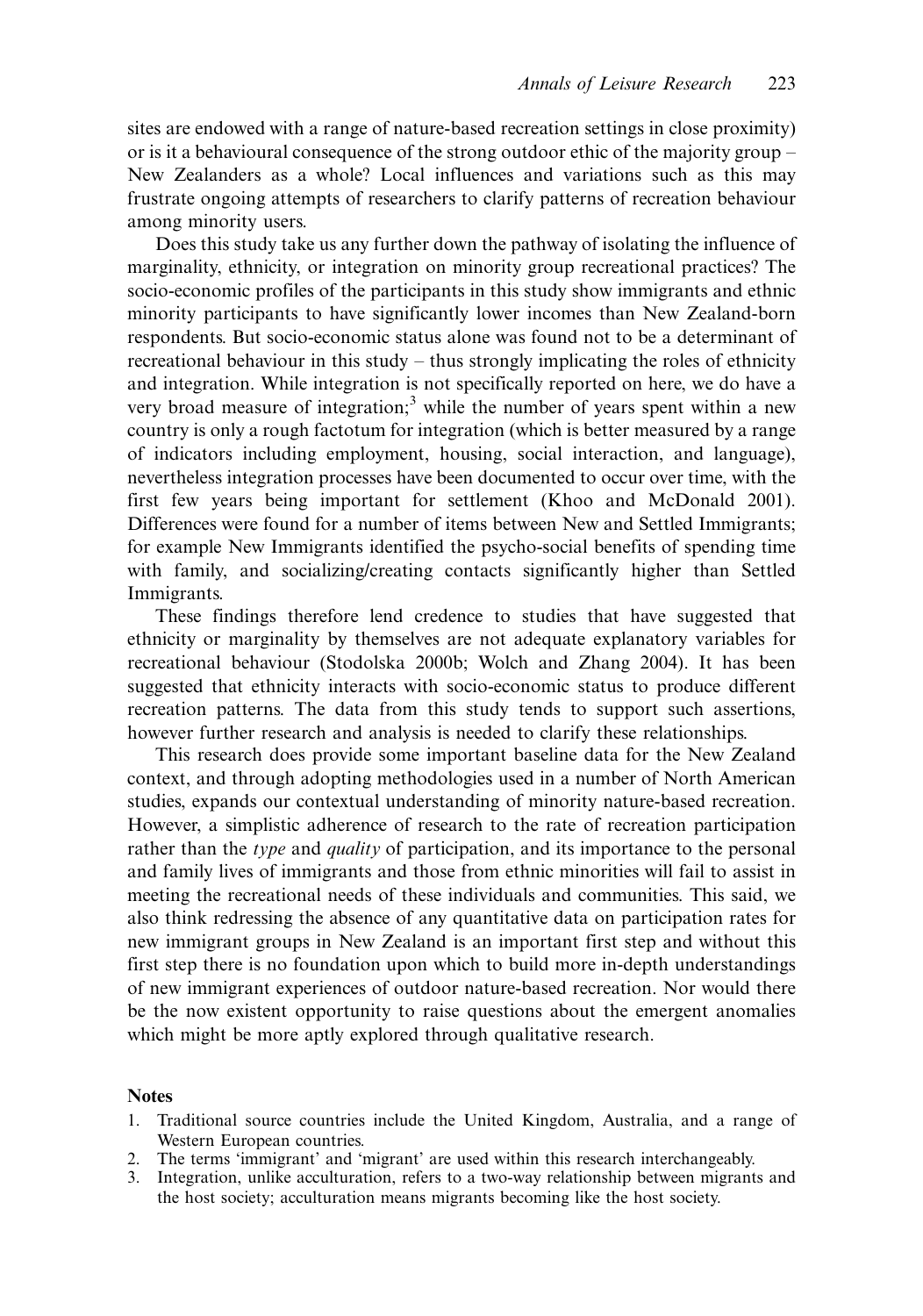sites are endowed with a range of nature-based recreation settings in close proximity) or is it a behavioural consequence of the strong outdoor ethic of the majority group – New Zealanders as a whole? Local influences and variations such as this may frustrate ongoing attempts of researchers to clarify patterns of recreation behaviour among minority users.

Does this study take us any further down the pathway of isolating the influence of marginality, ethnicity, or integration on minority group recreational practices? The socio-economic profiles of the participants in this study show immigrants and ethnic minority participants to have significantly lower incomes than New Zealand-born respondents. But socio-economic status alone was found not to be a determinant of recreational behaviour in this study – thus strongly implicating the roles of ethnicity and integration. While integration is not specifically reported on here, we do have a very broad measure of integration;[3] while the number of years spent within a new country is only a rough factotum for integration (which is better measured by a range of indicators including employment, housing, social interaction, and language), nevertheless integration processes have been documented to occur over time, with the first few years being important for settlement (Khoo and McDonald 2001). Differences were found for a number of items between New and Settled Immigrants; for example New Immigrants identified the psycho-social benefits of spending time with family, and socializing/creating contacts significantly higher than Settled Immigrants.

These findings therefore lend credence to studies that have suggested that ethnicity or marginality by themselves are not adequate explanatory variables for recreational behaviour (Stodolska 2000b; Wolch and Zhang 2004). It has been suggested that ethnicity interacts with socio-economic status to produce different recreation patterns. The data from this study tends to support such assertions, however further research and analysis is needed to clarify these relationships.

This research does provide some important baseline data for the New Zealand context, and through adopting methodologies used in a number of North American studies, expands our contextual understanding of minority nature-based recreation. However, a simplistic adherence of research to the rate of recreation participation rather than the *type* and *quality* of participation, and its importance to the personal and family lives of immigrants and those from ethnic minorities will fail to assist in meeting the recreational needs of these individuals and communities. This said, we also think redressing the absence of any quantitative data on participation rates for new immigrant groups in New Zealand is an important first step and without this first step there is no foundation upon which to build more in-depth understandings of new immigrant experiences of outdoor nature-based recreation. Nor would there be the now existent opportunity to raise questions about the emergent anomalies which might be more aptly explored through qualitative research.

## Notes

1. Traditional source countries include the United Kingdom, Australia, and a range of Western European countries.
2. The terms 'immigrant' and 'migrant' are used within this research interchangeably.
3. Integration, unlike acculturation, refers to a two-way relationship between migrants and the host society; acculturation means migrants becoming like the host society.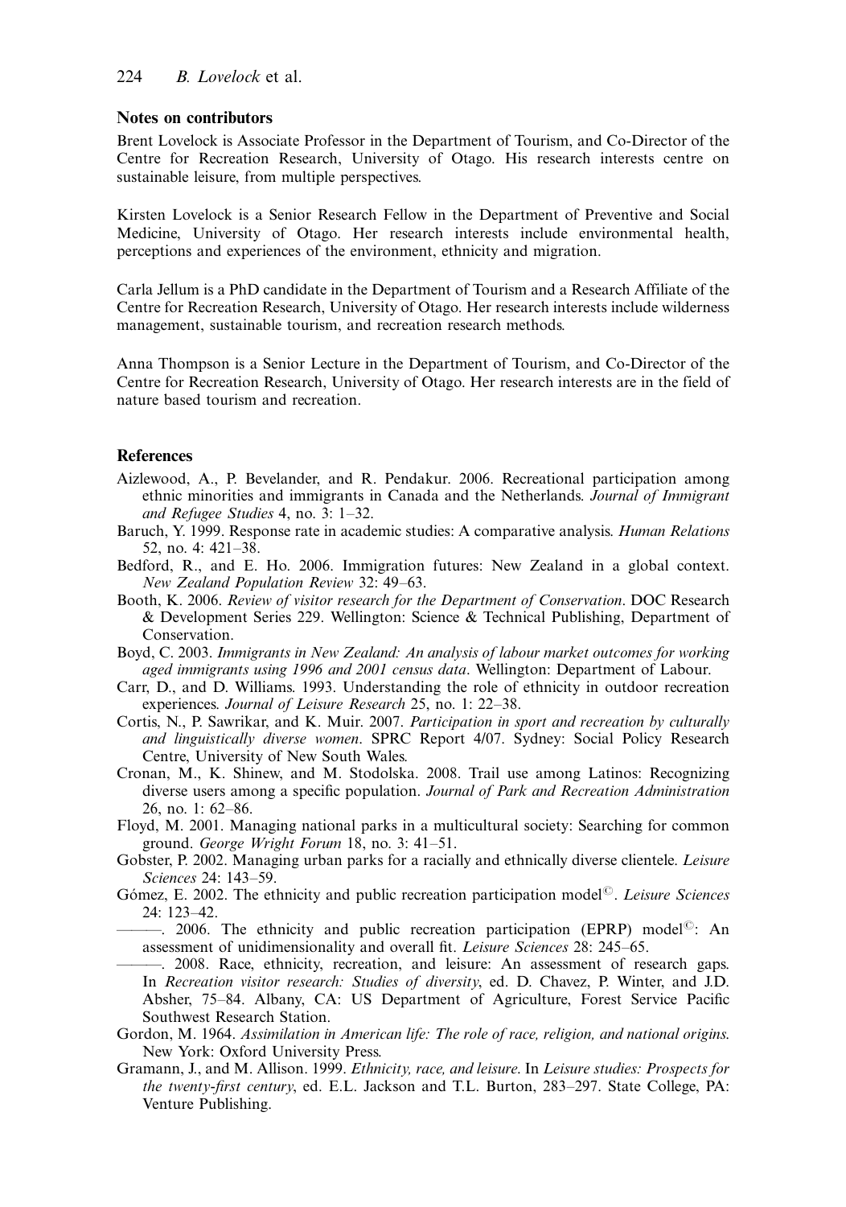## Notes on contributors

Brent Lovelock is Associate Professor in the Department of Tourism, and Co-Director of the Centre for Recreation Research, University of Otago. His research interests centre on sustainable leisure, from multiple perspectives.

Kirsten Lovelock is a Senior Research Fellow in the Department of Preventive and Social Medicine, University of Otago. Her research interests include environmental health, perceptions and experiences of the environment, ethnicity and migration.

Carla Jellum is a PhD candidate in the Department of Tourism and a Research Affiliate of the Centre for Recreation Research, University of Otago. Her research interests include wilderness management, sustainable tourism, and recreation research methods.

Anna Thompson is a Senior Lecture in the Department of Tourism, and Co-Director of the Centre for Recreation Research, University of Otago. Her research interests are in the field of nature based tourism and recreation.

## References

Aizlewood, A., P. Bevelander, and R. Pendakur. 2006. Recreational participation among ethnic minorities and immigrants in Canada and the Netherlands. *Journal of Immigrant and Refugee Studies* 4, no. 3: 1–32.

Baruch, Y. 1999. Response rate in academic studies: A comparative analysis. *Human Relations* 52, no. 4: 421–38.

Bedford, R., and E. Ho. 2006. Immigration futures: New Zealand in a global context. *New Zealand Population Review* 32: 49–63.

Booth, K. 2006. *Review of visitor research for the Department of Conservation*. DOC Research & Development Series 229. Wellington: Science & Technical Publishing, Department of Conservation.

Boyd, C. 2003. *Immigrants in New Zealand: An analysis of labour market outcomes for working aged immigrants using 1996 and 2001 census data*. Wellington: Department of Labour.

Carr, D., and D. Williams. 1993. Understanding the role of ethnicity in outdoor recreation experiences. *Journal of Leisure Research* 25, no. 1: 22–38.

Cortis, N., P. Sawrikar, and K. Muir. 2007. *Participation in sport and recreation by culturally and linguistically diverse women*. SPRC Report 4/07. Sydney: Social Policy Research Centre, University of New South Wales.

Cronan, M., K. Shinew, and M. Stodolska. 2008. Trail use among Latinos: Recognizing diverse users among a specific population. *Journal of Park and Recreation Administration* 26, no. 1: 62–86.

Floyd, M. 2001. Managing national parks in a multicultural society: Searching for common ground. *George Wright Forum* 18, no. 3: 41–51.

Gobster, P. 2002. Managing urban parks for a racially and ethnically diverse clientele. *Leisure Sciences* 24: 143–59.

Gómez, E. 2002. The ethnicity and public recreation participation model©. *Leisure Sciences* 24: 123–42.

———. 2006. The ethnicity and public recreation participation (EPRP) model©: An assessment of unidimensionality and overall fit. *Leisure Sciences* 28: 245–65.

———. 2008. Race, ethnicity, recreation, and leisure: An assessment of research gaps. In *Recreation visitor research: Studies of diversity*, ed. D. Chavez, P. Winter, and J.D. Absher, 75–84. Albany, CA: US Department of Agriculture, Forest Service Pacific Southwest Research Station.

Gordon, M. 1964. *Assimilation in American life: The role of race, religion, and national origins.* New York: Oxford University Press.

Gramann, J., and M. Allison. 1999. *Ethnicity, race, and leisure*. In *Leisure studies: Prospects for the twenty-first century*, ed. E.L. Jackson and T.L. Burton, 283–297. State College, PA: Venture Publishing.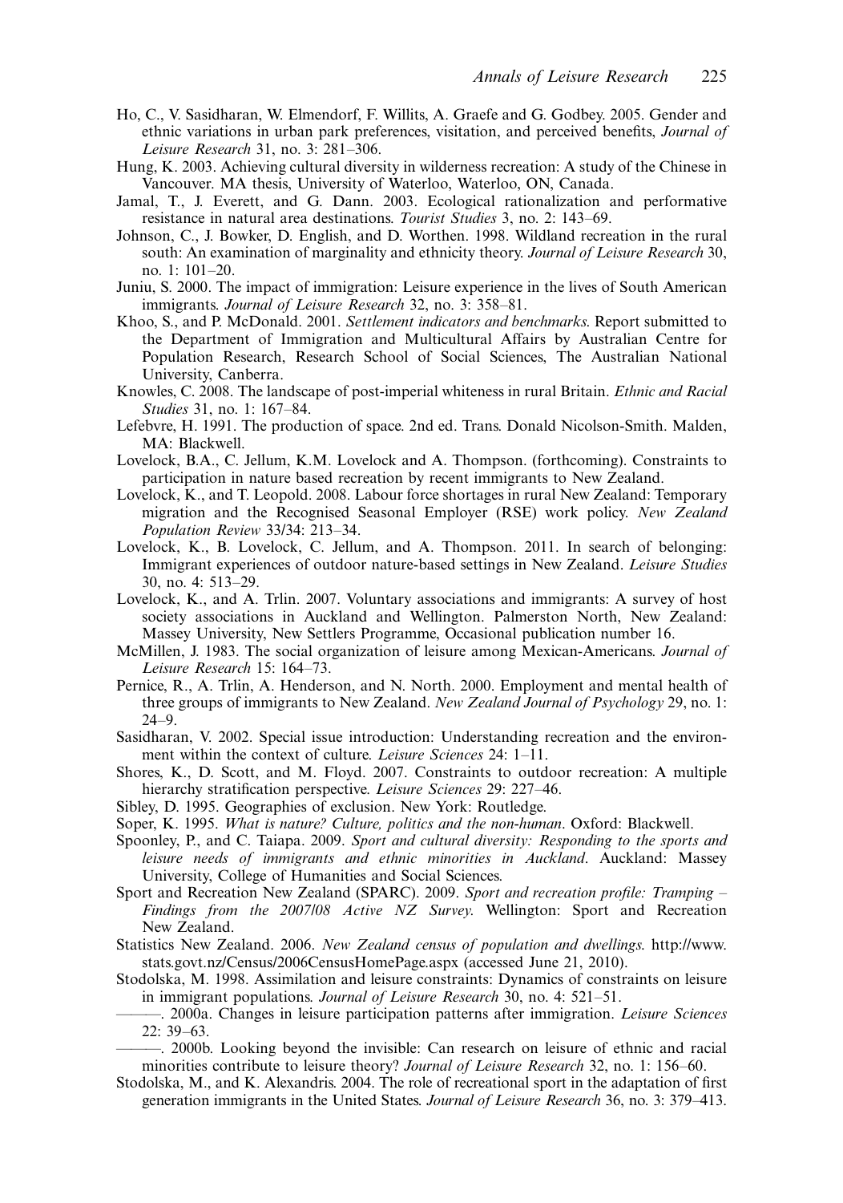Ho, C., V. Sasidharan, W. Elmendorf, F. Willits, A. Graefe and G. Godbey. 2005. Gender and ethnic variations in urban park preferences, visitation, and perceived benefits, *Journal of Leisure Research* 31, no. 3: 281–306.

Hung, K. 2003. Achieving cultural diversity in wilderness recreation: A study of the Chinese in Vancouver. MA thesis, University of Waterloo, Waterloo, ON, Canada.

Jamal, T., J. Everett, and G. Dann. 2003. Ecological rationalization and performative resistance in natural area destinations. *Tourist Studies* 3, no. 2: 143–69.

Johnson, C., J. Bowker, D. English, and D. Worthen. 1998. Wildland recreation in the rural south: An examination of marginality and ethnicity theory. *Journal of Leisure Research* 30, no. 1: 101–20.

Juniu, S. 2000. The impact of immigration: Leisure experience in the lives of South American immigrants. *Journal of Leisure Research* 32, no. 3: 358–81.

Khoo, S., and P. McDonald. 2001. *Settlement indicators and benchmarks*. Report submitted to the Department of Immigration and Multicultural Affairs by Australian Centre for Population Research, Research School of Social Sciences, The Australian National University, Canberra.

Knowles, C. 2008. The landscape of post-imperial whiteness in rural Britain. *Ethnic and Racial Studies* 31, no. 1: 167–84.

Lefebvre, H. 1991. The production of space. 2nd ed. Trans. Donald Nicolson-Smith. Malden, MA: Blackwell.

Lovelock, B.A., C. Jellum, K.M. Lovelock and A. Thompson. (forthcoming). Constraints to participation in nature based recreation by recent immigrants to New Zealand.

Lovelock, K., and T. Leopold. 2008. Labour force shortages in rural New Zealand: Temporary migration and the Recognised Seasonal Employer (RSE) work policy. *New Zealand Population Review* 33/34: 213–34.

Lovelock, K., B. Lovelock, C. Jellum, and A. Thompson. 2011. In search of belonging: Immigrant experiences of outdoor nature-based settings in New Zealand. *Leisure Studies* 30, no. 4: 513–29.

Lovelock, K., and A. Trlin. 2007. Voluntary associations and immigrants: A survey of host society associations in Auckland and Wellington. Palmerston North, New Zealand: Massey University, New Settlers Programme, Occasional publication number 16.

McMillen, J. 1983. The social organization of leisure among Mexican-Americans. *Journal of Leisure Research* 15: 164–73.

Pernice, R., A. Trlin, A. Henderson, and N. North. 2000. Employment and mental health of three groups of immigrants to New Zealand. *New Zealand Journal of Psychology* 29, no. 1: 24–9.

Sasidharan, V. 2002. Special issue introduction: Understanding recreation and the environment within the context of culture. *Leisure Sciences* 24: 1–11.

Shores, K., D. Scott, and M. Floyd. 2007. Constraints to outdoor recreation: A multiple hierarchy stratification perspective. *Leisure Sciences* 29: 227–46.

Sibley, D. 1995. Geographies of exclusion. New York: Routledge.

Soper, K. 1995. *What is nature? Culture, politics and the non-human*. Oxford: Blackwell.

Spoonley, P., and C. Taiapa. 2009. *Sport and cultural diversity: Responding to the sports and leisure needs of immigrants and ethnic minorities in Auckland*. Auckland: Massey University, College of Humanities and Social Sciences.

Sport and Recreation New Zealand (SPARC). 2009. *Sport and recreation profile: Tramping – Findings from the 2007/08 Active NZ Survey*. Wellington: Sport and Recreation New Zealand.

Statistics New Zealand. 2006. *New Zealand census of population and dwellings*. http://www.stats.govt.nz/Census/2006CensusHomePage.aspx (accessed June 21, 2010).

Stodolska, M. 1998. Assimilation and leisure constraints: Dynamics of constraints on leisure in immigrant populations. *Journal of Leisure Research* 30, no. 4: 521–51.

———. 2000a. Changes in leisure participation patterns after immigration. *Leisure Sciences* 22: 39–63.

———. 2000b. Looking beyond the invisible: Can research on leisure of ethnic and racial minorities contribute to leisure theory? *Journal of Leisure Research* 32, no. 1: 156–60.

Stodolska, M., and K. Alexandris. 2004. The role of recreational sport in the adaptation of first generation immigrants in the United States. *Journal of Leisure Research* 36, no. 3: 379–413.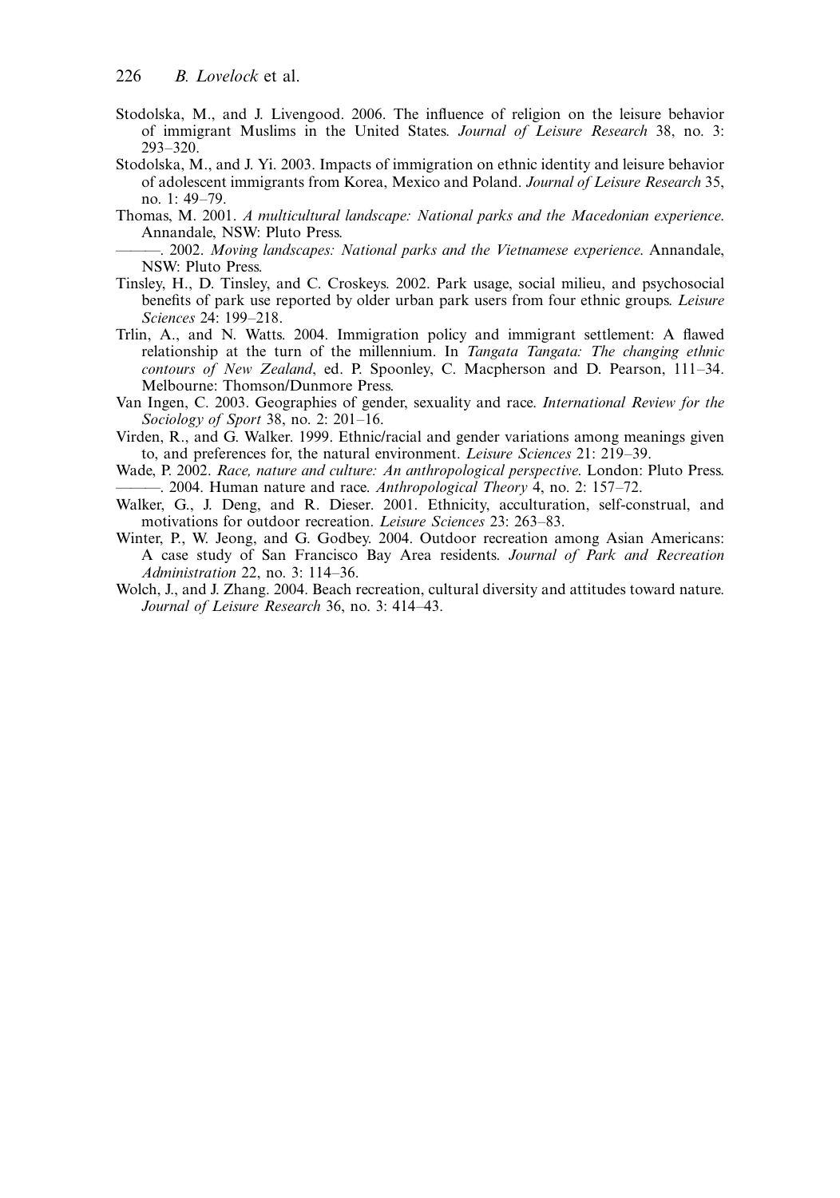Stodolska, M., and J. Livengood. 2006. The influence of religion on the leisure behavior of immigrant Muslims in the United States. *Journal of Leisure Research* 38, no. 3: 293–320.

Stodolska, M., and J. Yi. 2003. Impacts of immigration on ethnic identity and leisure behavior of adolescent immigrants from Korea, Mexico and Poland. *Journal of Leisure Research* 35, no. 1: 49–79.

Thomas, M. 2001. *A multicultural landscape: National parks and the Macedonian experience*. Annandale, NSW: Pluto Press.

———. 2002. *Moving landscapes: National parks and the Vietnamese experience*. Annandale, NSW: Pluto Press.

Tinsley, H., D. Tinsley, and C. Croskeys. 2002. Park usage, social milieu, and psychosocial benefits of park use reported by older urban park users from four ethnic groups. *Leisure Sciences* 24: 199–218.

Trlin, A., and N. Watts. 2004. Immigration policy and immigrant settlement: A flawed relationship at the turn of the millennium. In *Tangata Tangata: The changing ethnic contours of New Zealand*, ed. P. Spoonley, C. Macpherson and D. Pearson, 111–34. Melbourne: Thomson/Dunmore Press.

Van Ingen, C. 2003. Geographies of gender, sexuality and race. *International Review for the Sociology of Sport* 38, no. 2: 201–16.

Virden, R., and G. Walker. 1999. Ethnic/racial and gender variations among meanings given to, and preferences for, the natural environment. *Leisure Sciences* 21: 219–39.

Wade, P. 2002. *Race, nature and culture: An anthropological perspective*. London: Pluto Press.

———. 2004. Human nature and race. *Anthropological Theory* 4, no. 2: 157–72.

Walker, G., J. Deng, and R. Dieser. 2001. Ethnicity, acculturation, self-construal, and motivations for outdoor recreation. *Leisure Sciences* 23: 263–83.

Winter, P., W. Jeong, and G. Godbey. 2004. Outdoor recreation among Asian Americans: A case study of San Francisco Bay Area residents. *Journal of Park and Recreation Administration* 22, no. 3: 114–36.

Wolch, J., and J. Zhang. 2004. Beach recreation, cultural diversity and attitudes toward nature. *Journal of Leisure Research* 36, no. 3: 414–43.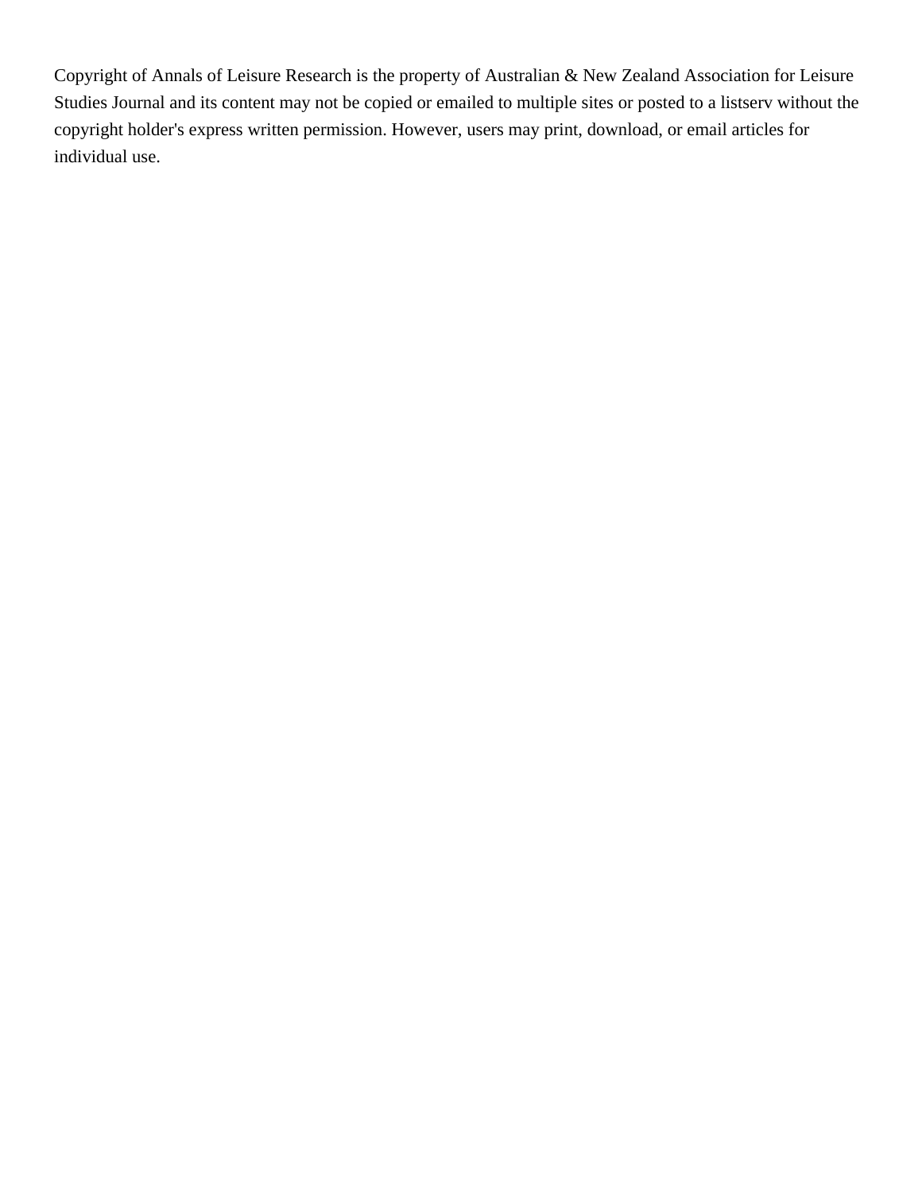Copyright of Annals of Leisure Research is the property of Australian & New Zealand Association for Leisure Studies Journal and its content may not be copied or emailed to multiple sites or posted to a listserv without the copyright holder's express written permission. However, users may print, download, or email articles for individual use.